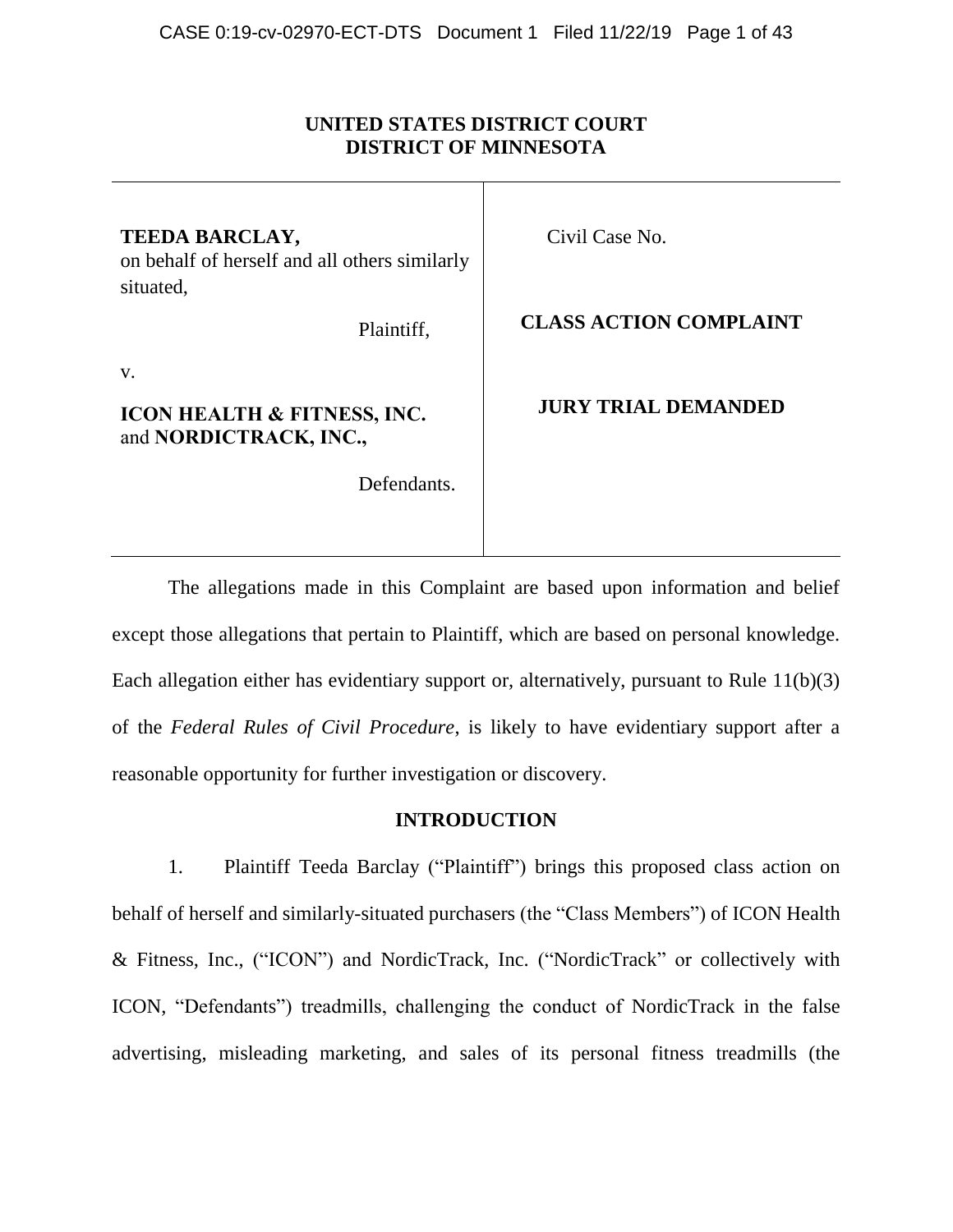**UNITED STATES DISTRICT COURT**
**DISTRICT OF MINNESOTA**

| | |
|---|---|
| **TEEDA BARCLAY,** on behalf of herself and all others similarly situated, Plaintiff, | Civil Case No. |
| v. | **CLASS ACTION COMPLAINT** |
| **ICON HEALTH & FITNESS, INC.** and **NORDICTRACK, INC.,** Defendants. | **JURY TRIAL DEMANDED** |

The allegations made in this Complaint are based upon information and belief except those allegations that pertain to Plaintiff, which are based on personal knowledge. Each allegation either has evidentiary support or, alternatively, pursuant to Rule 11(b)(3) of the *Federal Rules of Civil Procedure,* is likely to have evidentiary support after a reasonable opportunity for further investigation or discovery.

## INTRODUCTION

1. Plaintiff Teeda Barclay ("Plaintiff") brings this proposed class action on behalf of herself and similarly-situated purchasers (the "Class Members") of ICON Health & Fitness, Inc., ("ICON") and NordicTrack, Inc. ("NordicTrack" or collectively with ICON, "Defendants") treadmills, challenging the conduct of NordicTrack in the false advertising, misleading marketing, and sales of its personal fitness treadmills (the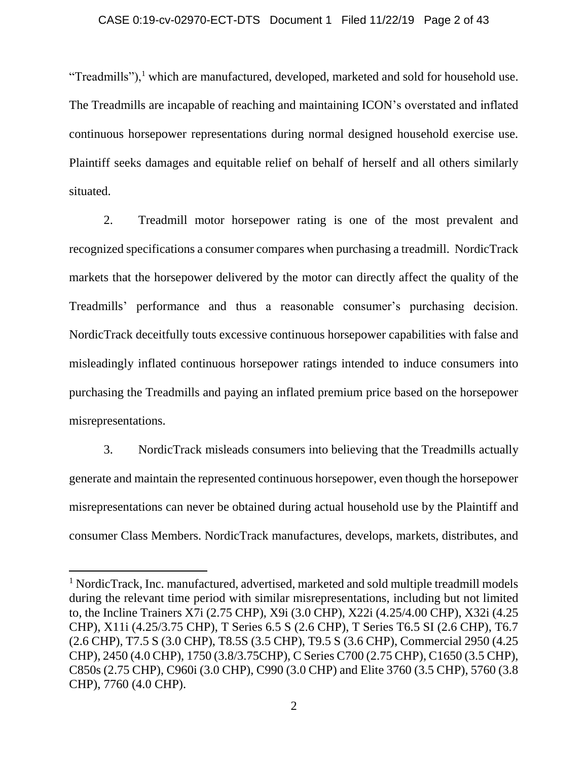"Treadmills"),[1] which are manufactured, developed, marketed and sold for household use. The Treadmills are incapable of reaching and maintaining ICON's overstated and inflated continuous horsepower representations during normal designed household exercise use. Plaintiff seeks damages and equitable relief on behalf of herself and all others similarly situated.

2. Treadmill motor horsepower rating is one of the most prevalent and recognized specifications a consumer compares when purchasing a treadmill. NordicTrack markets that the horsepower delivered by the motor can directly affect the quality of the Treadmills' performance and thus a reasonable consumer's purchasing decision. NordicTrack deceitfully touts excessive continuous horsepower capabilities with false and misleadingly inflated continuous horsepower ratings intended to induce consumers into purchasing the Treadmills and paying an inflated premium price based on the horsepower misrepresentations.

3. NordicTrack misleads consumers into believing that the Treadmills actually generate and maintain the represented continuous horsepower, even though the horsepower misrepresentations can never be obtained during actual household use by the Plaintiff and consumer Class Members. NordicTrack manufactures, develops, markets, distributes, and

---

[1] NordicTrack, Inc. manufactured, advertised, marketed and sold multiple treadmill models during the relevant time period with similar misrepresentations, including but not limited to, the Incline Trainers X7i (2.75 CHP), X9i (3.0 CHP), X22i (4.25/4.00 CHP), X32i (4.25 CHP), X11i (4.25/3.75 CHP), T Series 6.5 S (2.6 CHP), T Series T6.5 SI (2.6 CHP), T6.7 (2.6 CHP), T7.5 S (3.0 CHP), T8.5S (3.5 CHP), T9.5 S (3.6 CHP), Commercial 2950 (4.25 CHP), 2450 (4.0 CHP), 1750 (3.8/3.75CHP), C Series C700 (2.75 CHP), C1650 (3.5 CHP), C850s (2.75 CHP), C960i (3.0 CHP), C990 (3.0 CHP) and Elite 3760 (3.5 CHP), 5760 (3.8 CHP), 7760 (4.0 CHP).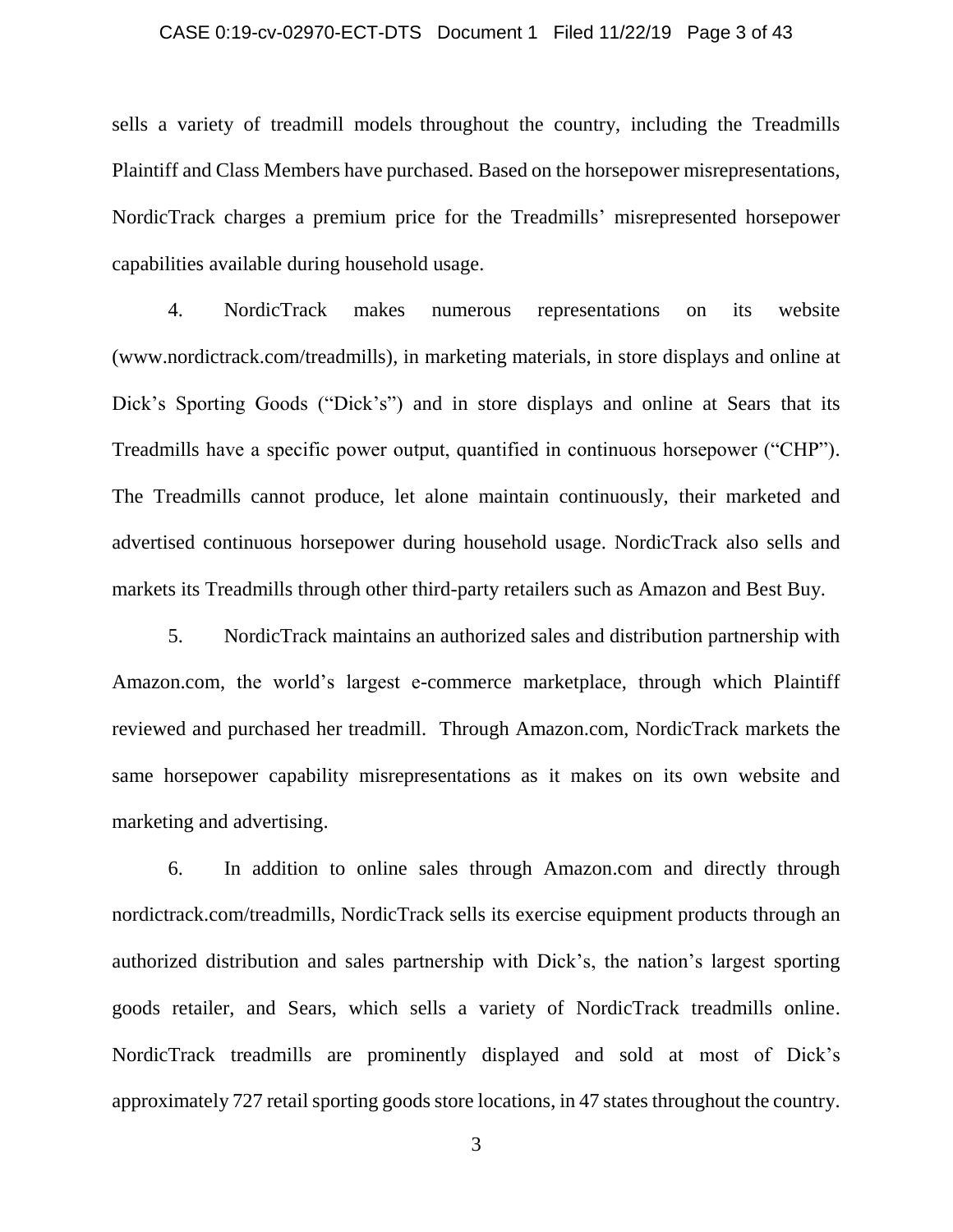sells a variety of treadmill models throughout the country, including the Treadmills Plaintiff and Class Members have purchased. Based on the horsepower misrepresentations, NordicTrack charges a premium price for the Treadmills' misrepresented horsepower capabilities available during household usage.

4. NordicTrack makes numerous representations on its website (www.nordictrack.com/treadmills), in marketing materials, in store displays and online at Dick's Sporting Goods ("Dick's") and in store displays and online at Sears that its Treadmills have a specific power output, quantified in continuous horsepower ("CHP"). The Treadmills cannot produce, let alone maintain continuously, their marketed and advertised continuous horsepower during household usage. NordicTrack also sells and markets its Treadmills through other third-party retailers such as Amazon and Best Buy.

5. NordicTrack maintains an authorized sales and distribution partnership with Amazon.com, the world's largest e-commerce marketplace, through which Plaintiff reviewed and purchased her treadmill. Through Amazon.com, NordicTrack markets the same horsepower capability misrepresentations as it makes on its own website and marketing and advertising.

6. In addition to online sales through Amazon.com and directly through nordictrack.com/treadmills, NordicTrack sells its exercise equipment products through an authorized distribution and sales partnership with Dick's, the nation's largest sporting goods retailer, and Sears, which sells a variety of NordicTrack treadmills online. NordicTrack treadmills are prominently displayed and sold at most of Dick's approximately 727 retail sporting goods store locations, in 47 states throughout the country.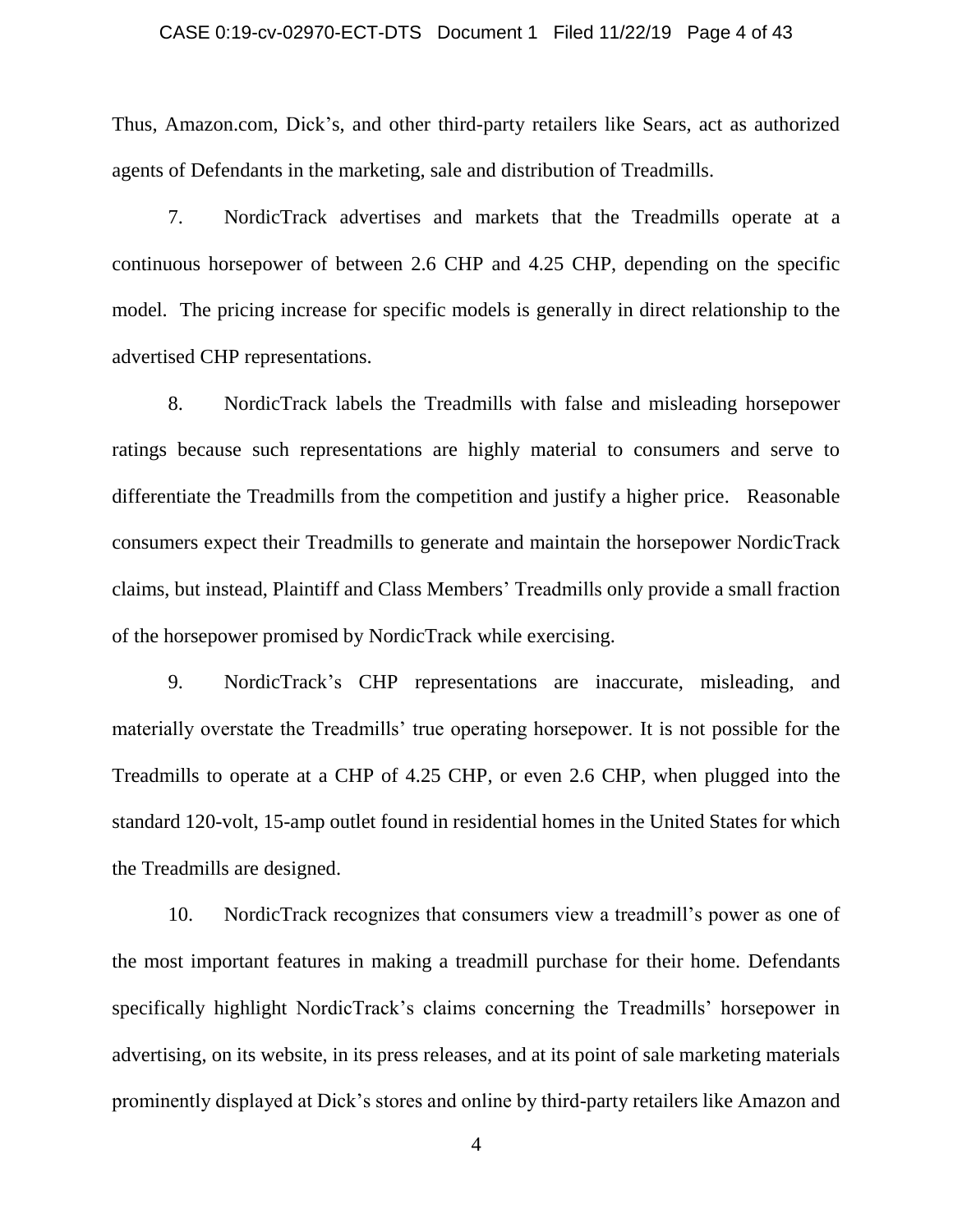Thus, Amazon.com, Dick's, and other third-party retailers like Sears, act as authorized agents of Defendants in the marketing, sale and distribution of Treadmills.

7. NordicTrack advertises and markets that the Treadmills operate at a continuous horsepower of between 2.6 CHP and 4.25 CHP, depending on the specific model. The pricing increase for specific models is generally in direct relationship to the advertised CHP representations.

8. NordicTrack labels the Treadmills with false and misleading horsepower ratings because such representations are highly material to consumers and serve to differentiate the Treadmills from the competition and justify a higher price. Reasonable consumers expect their Treadmills to generate and maintain the horsepower NordicTrack claims, but instead, Plaintiff and Class Members' Treadmills only provide a small fraction of the horsepower promised by NordicTrack while exercising.

9. NordicTrack's CHP representations are inaccurate, misleading, and materially overstate the Treadmills' true operating horsepower. It is not possible for the Treadmills to operate at a CHP of 4.25 CHP, or even 2.6 CHP, when plugged into the standard 120-volt, 15-amp outlet found in residential homes in the United States for which the Treadmills are designed.

10. NordicTrack recognizes that consumers view a treadmill's power as one of the most important features in making a treadmill purchase for their home. Defendants specifically highlight NordicTrack's claims concerning the Treadmills' horsepower in advertising, on its website, in its press releases, and at its point of sale marketing materials prominently displayed at Dick's stores and online by third-party retailers like Amazon and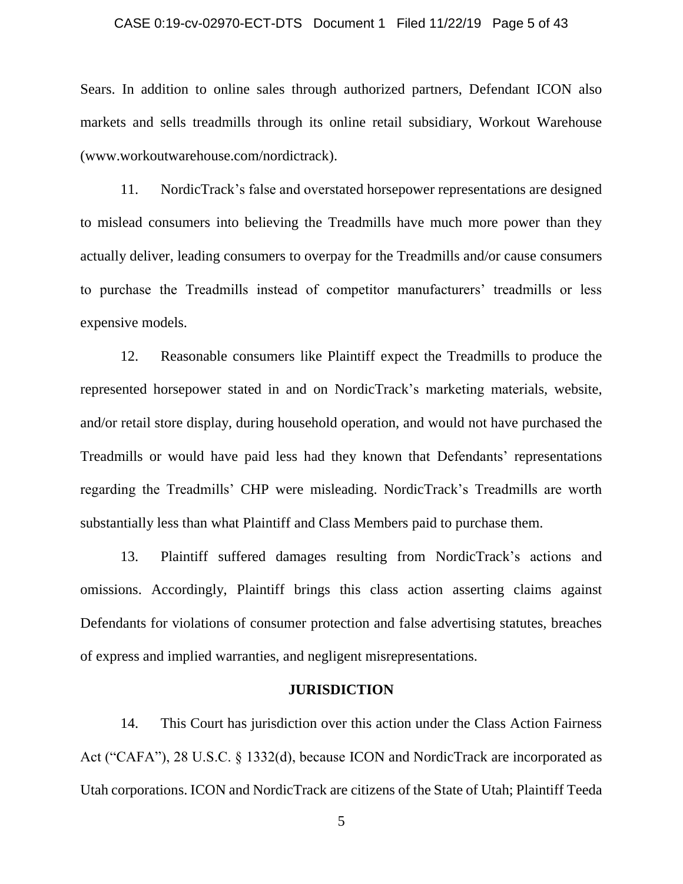Sears. In addition to online sales through authorized partners, Defendant ICON also markets and sells treadmills through its online retail subsidiary, Workout Warehouse (www.workoutwarehouse.com/nordictrack).

11. NordicTrack's false and overstated horsepower representations are designed to mislead consumers into believing the Treadmills have much more power than they actually deliver, leading consumers to overpay for the Treadmills and/or cause consumers to purchase the Treadmills instead of competitor manufacturers' treadmills or less expensive models.

12. Reasonable consumers like Plaintiff expect the Treadmills to produce the represented horsepower stated in and on NordicTrack's marketing materials, website, and/or retail store display, during household operation, and would not have purchased the Treadmills or would have paid less had they known that Defendants' representations regarding the Treadmills' CHP were misleading. NordicTrack's Treadmills are worth substantially less than what Plaintiff and Class Members paid to purchase them.

13. Plaintiff suffered damages resulting from NordicTrack's actions and omissions. Accordingly, Plaintiff brings this class action asserting claims against Defendants for violations of consumer protection and false advertising statutes, breaches of express and implied warranties, and negligent misrepresentations.

## JURISDICTION

14. This Court has jurisdiction over this action under the Class Action Fairness Act ("CAFA"), 28 U.S.C. § 1332(d), because ICON and NordicTrack are incorporated as Utah corporations. ICON and NordicTrack are citizens of the State of Utah; Plaintiff Teeda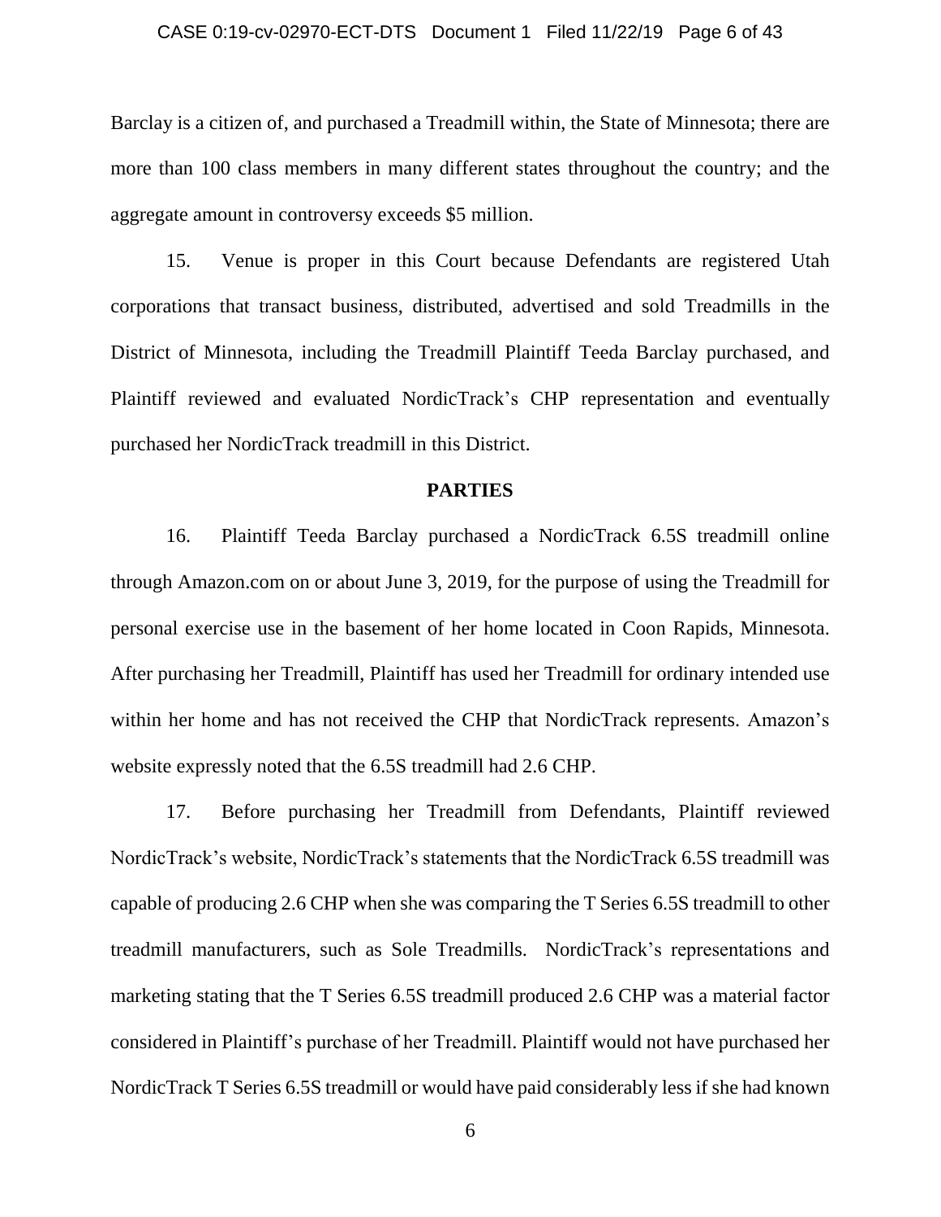Barclay is a citizen of, and purchased a Treadmill within, the State of Minnesota; there are more than 100 class members in many different states throughout the country; and the aggregate amount in controversy exceeds $5 million.

15. Venue is proper in this Court because Defendants are registered Utah corporations that transact business, distributed, advertised and sold Treadmills in the District of Minnesota, including the Treadmill Plaintiff Teeda Barclay purchased, and Plaintiff reviewed and evaluated NordicTrack's CHP representation and eventually purchased her NordicTrack treadmill in this District.

## PARTIES

16. Plaintiff Teeda Barclay purchased a NordicTrack 6.5S treadmill online through Amazon.com on or about June 3, 2019, for the purpose of using the Treadmill for personal exercise use in the basement of her home located in Coon Rapids, Minnesota. After purchasing her Treadmill, Plaintiff has used her Treadmill for ordinary intended use within her home and has not received the CHP that NordicTrack represents. Amazon's website expressly noted that the 6.5S treadmill had 2.6 CHP.

17. Before purchasing her Treadmill from Defendants, Plaintiff reviewed NordicTrack's website, NordicTrack's statements that the NordicTrack 6.5S treadmill was capable of producing 2.6 CHP when she was comparing the T Series 6.5S treadmill to other treadmill manufacturers, such as Sole Treadmills. NordicTrack's representations and marketing stating that the T Series 6.5S treadmill produced 2.6 CHP was a material factor considered in Plaintiff's purchase of her Treadmill. Plaintiff would not have purchased her NordicTrack T Series 6.5S treadmill or would have paid considerably less if she had known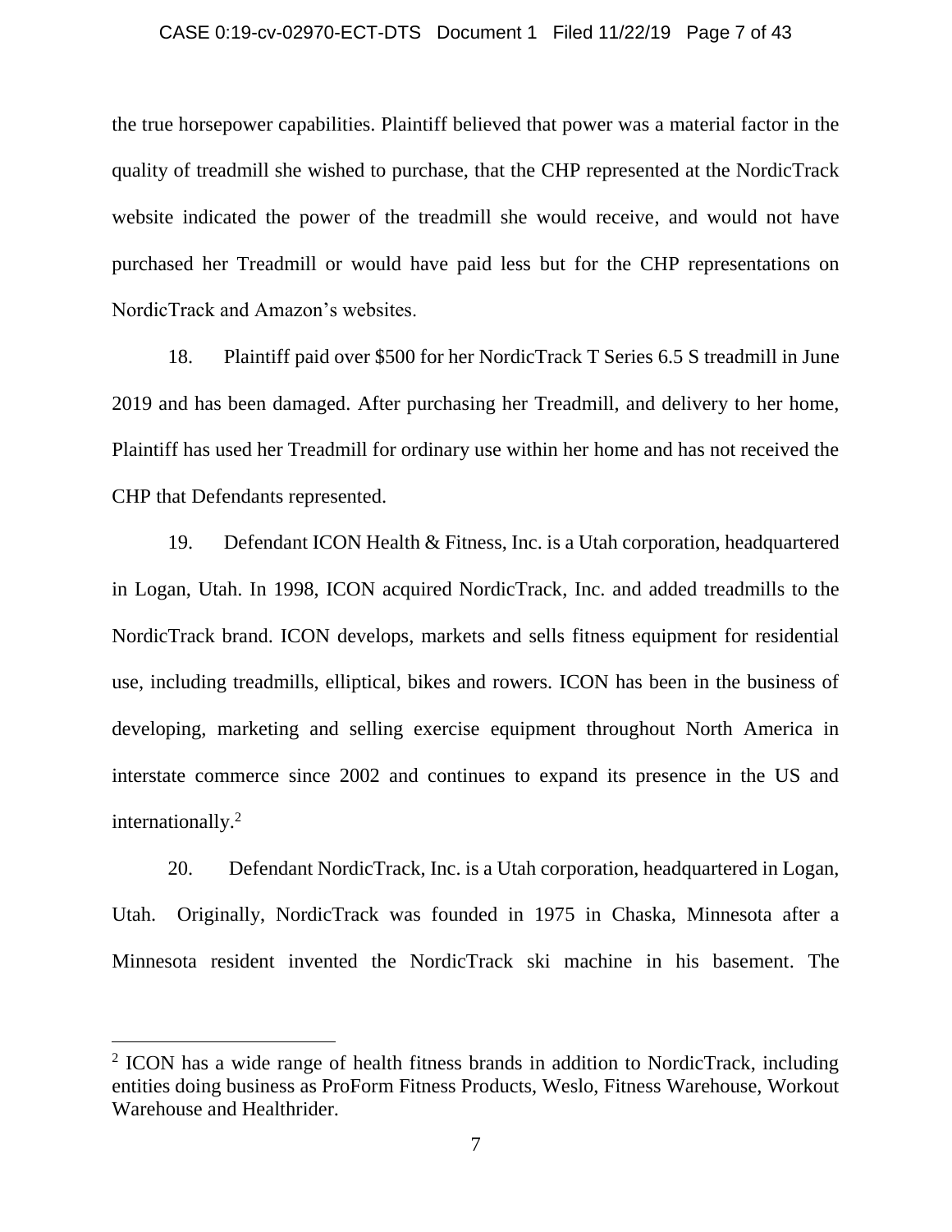the true horsepower capabilities. Plaintiff believed that power was a material factor in the quality of treadmill she wished to purchase, that the CHP represented at the NordicTrack website indicated the power of the treadmill she would receive, and would not have purchased her Treadmill or would have paid less but for the CHP representations on NordicTrack and Amazon's websites.

18. Plaintiff paid over $500 for her NordicTrack T Series 6.5 S treadmill in June 2019 and has been damaged. After purchasing her Treadmill, and delivery to her home, Plaintiff has used her Treadmill for ordinary use within her home and has not received the CHP that Defendants represented.

19. Defendant ICON Health & Fitness, Inc. is a Utah corporation, headquartered in Logan, Utah. In 1998, ICON acquired NordicTrack, Inc. and added treadmills to the NordicTrack brand. ICON develops, markets and sells fitness equipment for residential use, including treadmills, elliptical, bikes and rowers. ICON has been in the business of developing, marketing and selling exercise equipment throughout North America in interstate commerce since 2002 and continues to expand its presence in the US and internationally.[2]

20. Defendant NordicTrack, Inc. is a Utah corporation, headquartered in Logan, Utah. Originally, NordicTrack was founded in 1975 in Chaska, Minnesota after a Minnesota resident invented the NordicTrack ski machine in his basement. The

---

[2] ICON has a wide range of health fitness brands in addition to NordicTrack, including entities doing business as ProForm Fitness Products, Weslo, Fitness Warehouse, Workout Warehouse and Healthrider.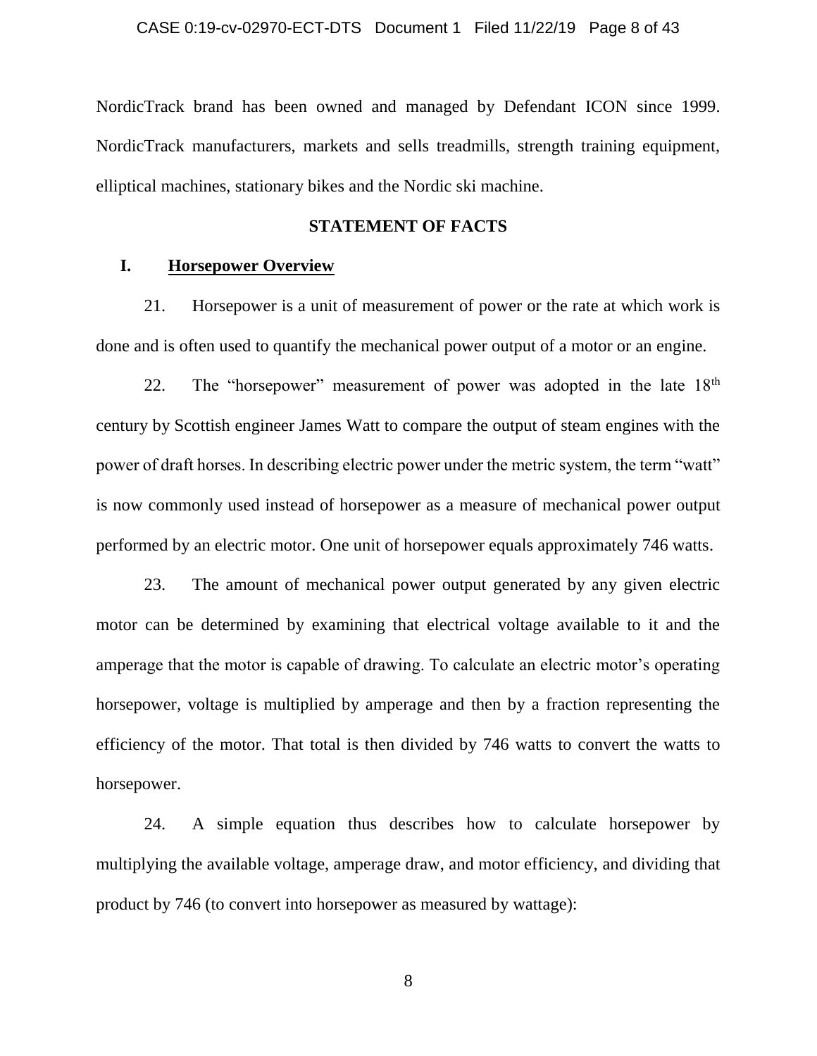NordicTrack brand has been owned and managed by Defendant ICON since 1999. NordicTrack manufacturers, markets and sells treadmills, strength training equipment, elliptical machines, stationary bikes and the Nordic ski machine.

## STATEMENT OF FACTS

### I. Horsepower Overview

21. Horsepower is a unit of measurement of power or the rate at which work is done and is often used to quantify the mechanical power output of a motor or an engine.

22. The "horsepower" measurement of power was adopted in the late $18^{th}$ century by Scottish engineer James Watt to compare the output of steam engines with the power of draft horses. In describing electric power under the metric system, the term "watt" is now commonly used instead of horsepower as a measure of mechanical power output performed by an electric motor. One unit of horsepower equals approximately 746 watts.

23. The amount of mechanical power output generated by any given electric motor can be determined by examining that electrical voltage available to it and the amperage that the motor is capable of drawing. To calculate an electric motor's operating horsepower, voltage is multiplied by amperage and then by a fraction representing the efficiency of the motor. That total is then divided by 746 watts to convert the watts to horsepower.

24. A simple equation thus describes how to calculate horsepower by multiplying the available voltage, amperage draw, and motor efficiency, and dividing that product by 746 (to convert into horsepower as measured by wattage):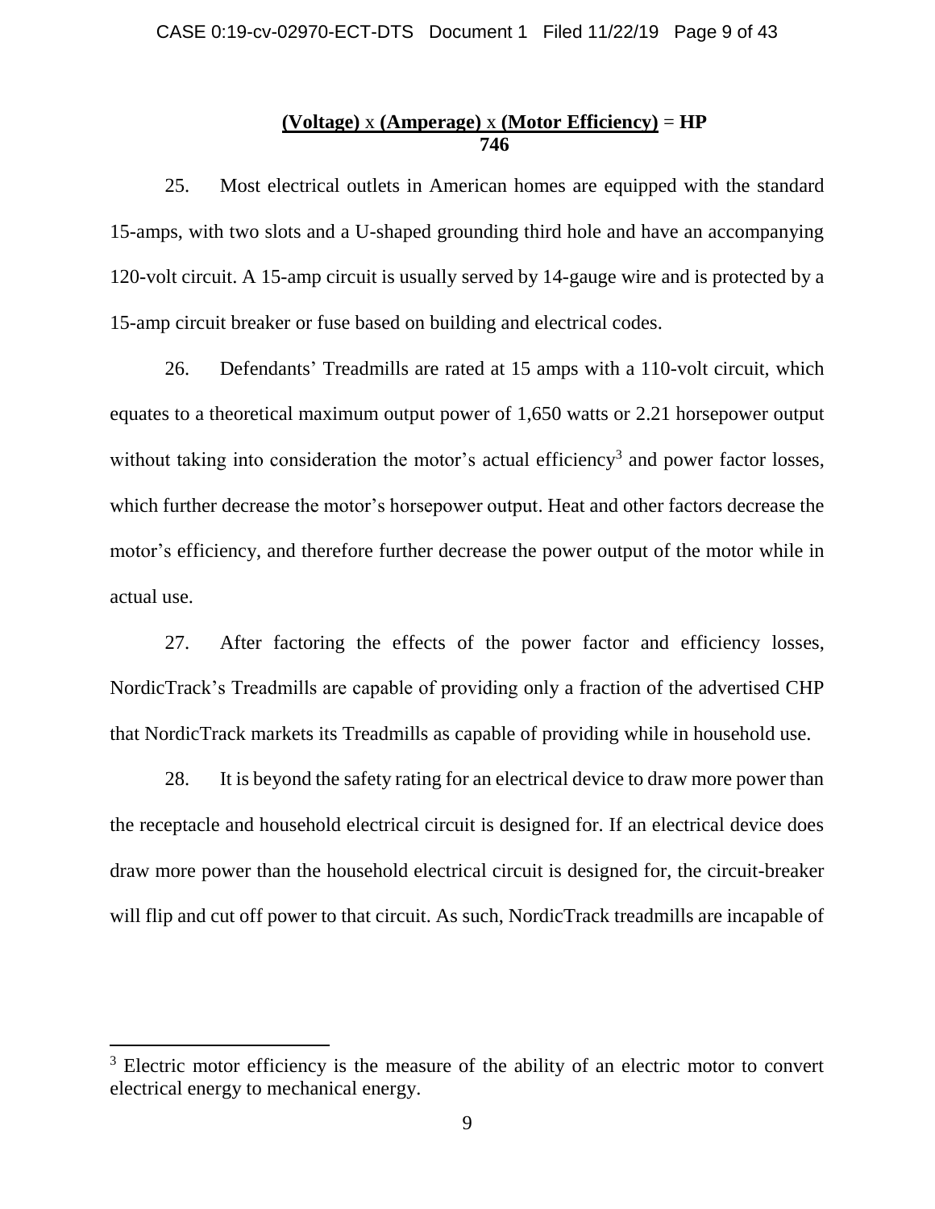$$\frac{\textbf{(Voltage)} \times \textbf{(Amperage)} \times \textbf{(Motor Efficiency)}}{\textbf{746}} = \textbf{HP}$$

25. Most electrical outlets in American homes are equipped with the standard 15-amps, with two slots and a U-shaped grounding third hole and have an accompanying 120-volt circuit. A 15-amp circuit is usually served by 14-gauge wire and is protected by a 15-amp circuit breaker or fuse based on building and electrical codes.

26. Defendants' Treadmills are rated at 15 amps with a 110-volt circuit, which equates to a theoretical maximum output power of 1,650 watts or 2.21 horsepower output without taking into consideration the motor's actual efficiency[3] and power factor losses, which further decrease the motor's horsepower output. Heat and other factors decrease the motor's efficiency, and therefore further decrease the power output of the motor while in actual use.

27. After factoring the effects of the power factor and efficiency losses, NordicTrack's Treadmills are capable of providing only a fraction of the advertised CHP that NordicTrack markets its Treadmills as capable of providing while in household use.

28. It is beyond the safety rating for an electrical device to draw more power than the receptacle and household electrical circuit is designed for. If an electrical device does draw more power than the household electrical circuit is designed for, the circuit-breaker will flip and cut off power to that circuit. As such, NordicTrack treadmills are incapable of

---

[3] Electric motor efficiency is the measure of the ability of an electric motor to convert electrical energy to mechanical energy.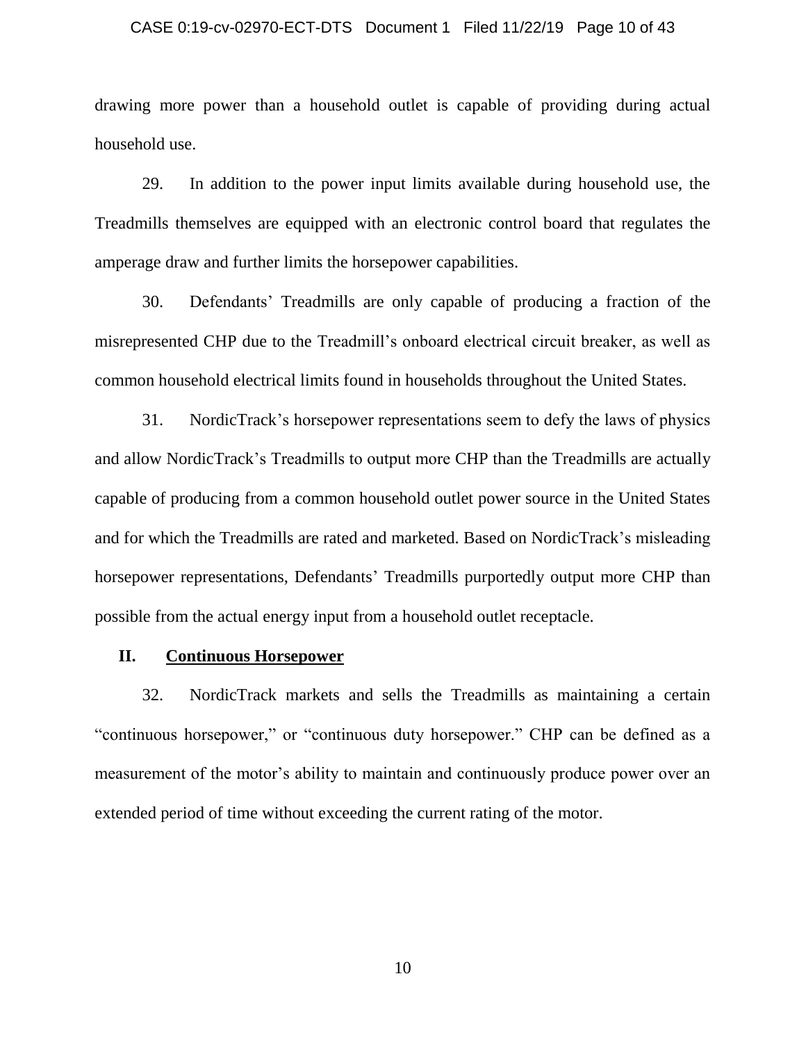drawing more power than a household outlet is capable of providing during actual household use.

29. In addition to the power input limits available during household use, the Treadmills themselves are equipped with an electronic control board that regulates the amperage draw and further limits the horsepower capabilities.

30. Defendants' Treadmills are only capable of producing a fraction of the misrepresented CHP due to the Treadmill's onboard electrical circuit breaker, as well as common household electrical limits found in households throughout the United States.

31. NordicTrack's horsepower representations seem to defy the laws of physics and allow NordicTrack's Treadmills to output more CHP than the Treadmills are actually capable of producing from a common household outlet power source in the United States and for which the Treadmills are rated and marketed. Based on NordicTrack's misleading horsepower representations, Defendants' Treadmills purportedly output more CHP than possible from the actual energy input from a household outlet receptacle.

## II. <u>Continuous Horsepower</u>

32. NordicTrack markets and sells the Treadmills as maintaining a certain "continuous horsepower," or "continuous duty horsepower." CHP can be defined as a measurement of the motor's ability to maintain and continuously produce power over an extended period of time without exceeding the current rating of the motor.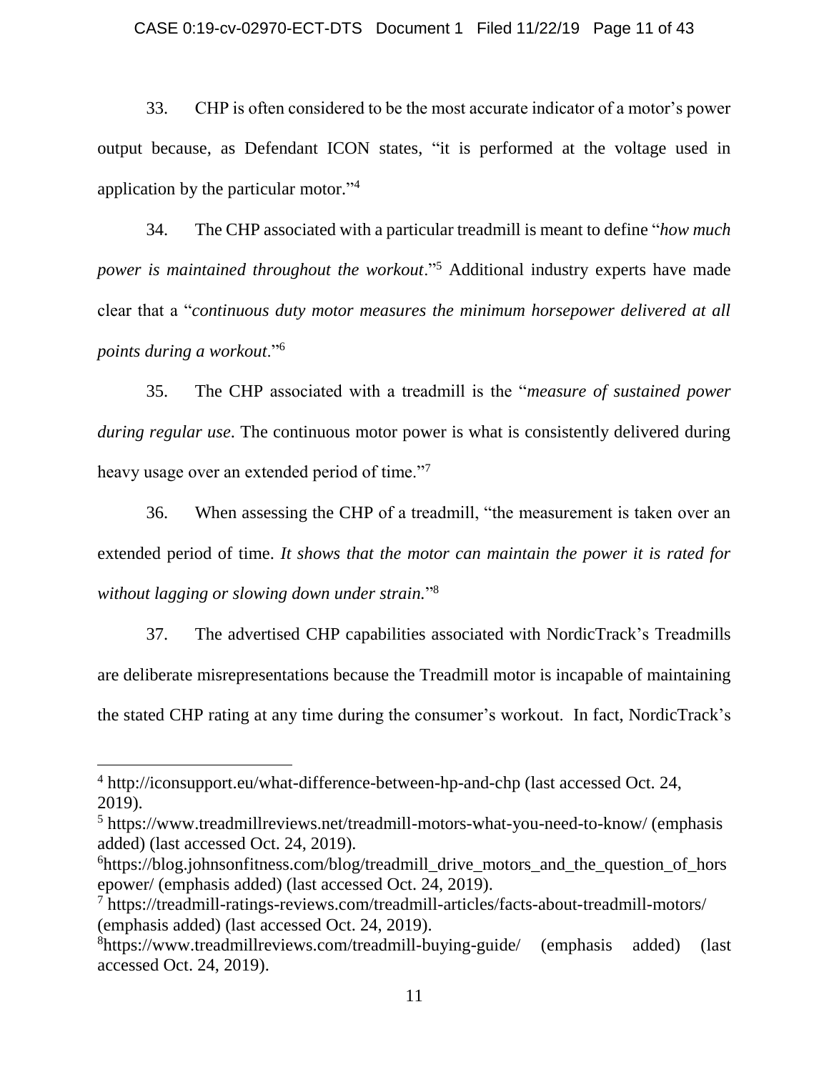33. CHP is often considered to be the most accurate indicator of a motor's power output because, as Defendant ICON states, "it is performed at the voltage used in application by the particular motor."[4]

34. The CHP associated with a particular treadmill is meant to define "*how much power is maintained throughout the workout*."[5] Additional industry experts have made clear that a "*continuous duty motor measures the minimum horsepower delivered at all points during a workout*."[6]

35. The CHP associated with a treadmill is the "*measure of sustained power during regular use*. The continuous motor power is what is consistently delivered during heavy usage over an extended period of time."[7]

36. When assessing the CHP of a treadmill, "the measurement is taken over an extended period of time. *It shows that the motor can maintain the power it is rated for without lagging or slowing down under strain.*"[8]

37. The advertised CHP capabilities associated with NordicTrack's Treadmills are deliberate misrepresentations because the Treadmill motor is incapable of maintaining the stated CHP rating at any time during the consumer's workout. In fact, NordicTrack's

---

[4] http://iconsupport.eu/what-difference-between-hp-and-chp (last accessed Oct. 24, 2019).

[5] https://www.treadmillreviews.net/treadmill-motors-what-you-need-to-know/ (emphasis added) (last accessed Oct. 24, 2019).

[6] https://blog.johnsonfitness.com/blog/treadmill_drive_motors_and_the_question_of_horsepower/ (emphasis added) (last accessed Oct. 24, 2019).

[7] https://treadmill-ratings-reviews.com/treadmill-articles/facts-about-treadmill-motors/ (emphasis added) (last accessed Oct. 24, 2019).

[8] https://www.treadmillreviews.com/treadmill-buying-guide/ (emphasis added) (last accessed Oct. 24, 2019).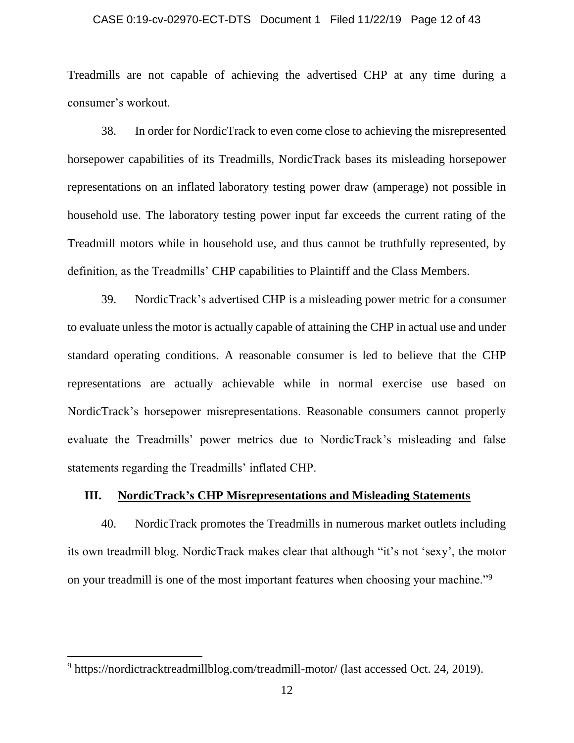Treadmills are not capable of achieving the advertised CHP at any time during a consumer's workout.

38. In order for NordicTrack to even come close to achieving the misrepresented horsepower capabilities of its Treadmills, NordicTrack bases its misleading horsepower representations on an inflated laboratory testing power draw (amperage) not possible in household use. The laboratory testing power input far exceeds the current rating of the Treadmill motors while in household use, and thus cannot be truthfully represented, by definition, as the Treadmills' CHP capabilities to Plaintiff and the Class Members.

39. NordicTrack's advertised CHP is a misleading power metric for a consumer to evaluate unless the motor is actually capable of attaining the CHP in actual use and under standard operating conditions. A reasonable consumer is led to believe that the CHP representations are actually achievable while in normal exercise use based on NordicTrack's horsepower misrepresentations. Reasonable consumers cannot properly evaluate the Treadmills' power metrics due to NordicTrack's misleading and false statements regarding the Treadmills' inflated CHP.

## III. <u>NordicTrack's CHP Misrepresentations and Misleading Statements</u>

40. NordicTrack promotes the Treadmills in numerous market outlets including its own treadmill blog. NordicTrack makes clear that although "it's not 'sexy', the motor on your treadmill is one of the most important features when choosing your machine."[9]

---

[9] https://nordictracktreadmillblog.com/treadmill-motor/ (last accessed Oct. 24, 2019).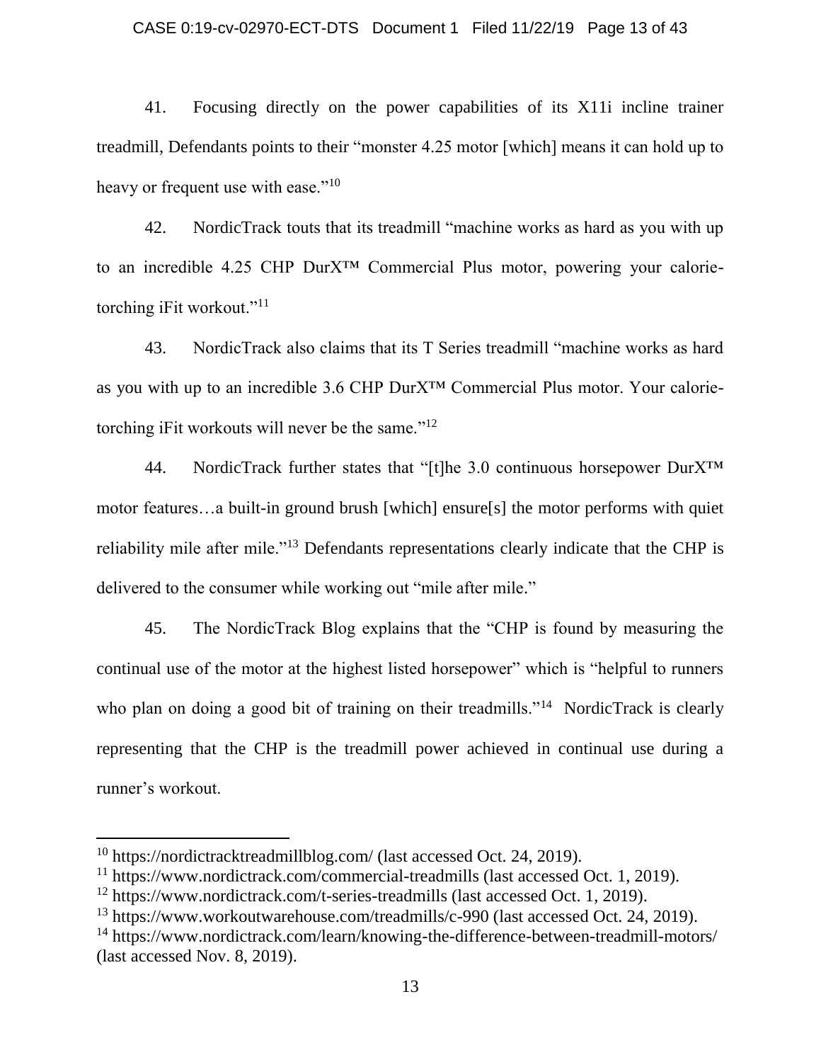41. Focusing directly on the power capabilities of its X11i incline trainer treadmill, Defendants points to their "monster 4.25 motor [which] means it can hold up to heavy or frequent use with ease."[10]

42. NordicTrack touts that its treadmill "machine works as hard as you with up to an incredible 4.25 CHP DurX™ Commercial Plus motor, powering your calorie-torching iFit workout."[11]

43. NordicTrack also claims that its T Series treadmill "machine works as hard as you with up to an incredible 3.6 CHP DurX™ Commercial Plus motor. Your calorie-torching iFit workouts will never be the same."[12]

44. NordicTrack further states that "[t]he 3.0 continuous horsepower DurX™ motor features…a built-in ground brush [which] ensure[s] the motor performs with quiet reliability mile after mile."[13] Defendants representations clearly indicate that the CHP is delivered to the consumer while working out "mile after mile."

45. The NordicTrack Blog explains that the "CHP is found by measuring the continual use of the motor at the highest listed horsepower" which is "helpful to runners who plan on doing a good bit of training on their treadmills."[14] NordicTrack is clearly representing that the CHP is the treadmill power achieved in continual use during a runner's workout.

---

[10] https://nordictracktreadmillblog.com/ (last accessed Oct. 24, 2019).

[11] https://www.nordictrack.com/commercial-treadmills (last accessed Oct. 1, 2019).

[12] https://www.nordictrack.com/t-series-treadmills (last accessed Oct. 1, 2019).

[13] https://www.workoutwarehouse.com/treadmills/c-990 (last accessed Oct. 24, 2019).

[14] https://www.nordictrack.com/learn/knowing-the-difference-between-treadmill-motors/ (last accessed Nov. 8, 2019).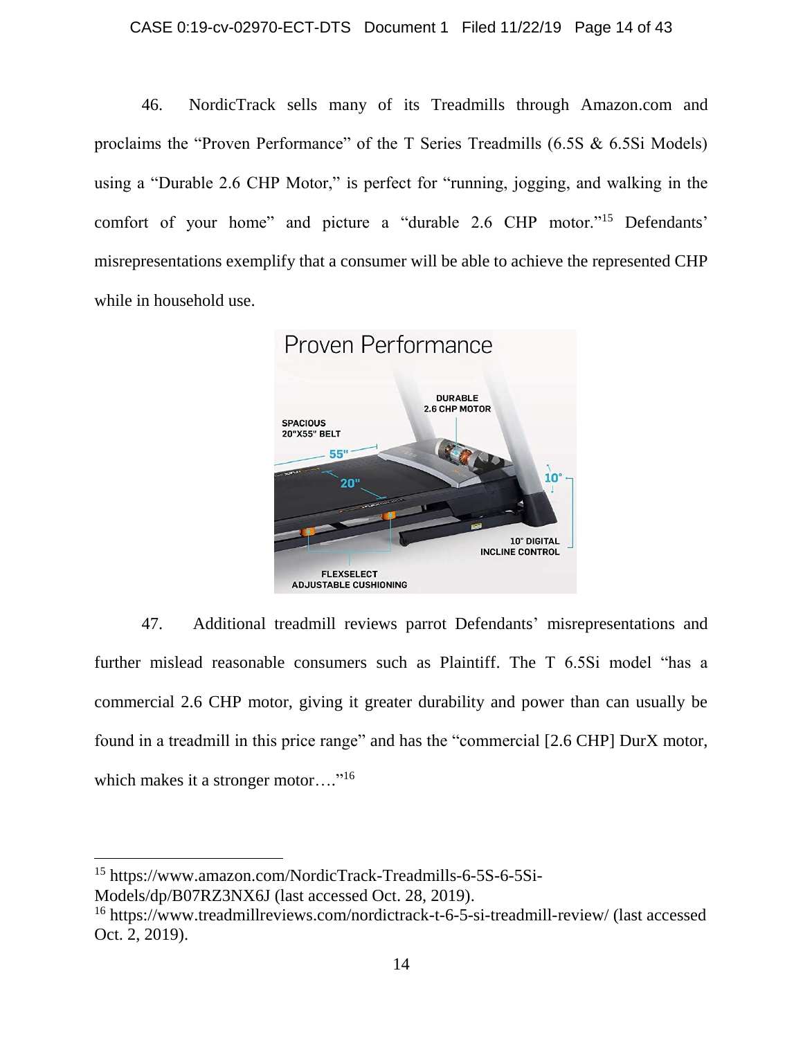46. NordicTrack sells many of its Treadmills through Amazon.com and proclaims the "Proven Performance" of the T Series Treadmills (6.5S & 6.5Si Models) using a "Durable 2.6 CHP Motor," is perfect for "running, jogging, and walking in the comfort of your home" and picture a "durable 2.6 CHP motor."[15] Defendants' misrepresentations exemplify that a consumer will be able to achieve the represented CHP while in household use.

47. Additional treadmill reviews parrot Defendants' misrepresentations and further mislead reasonable consumers such as Plaintiff. The T 6.5Si model "has a commercial 2.6 CHP motor, giving it greater durability and power than can usually be found in a treadmill in this price range" and has the "commercial [2.6 CHP] DurX motor, which makes it a stronger motor…."[16]

---

[15] https://www.amazon.com/NordicTrack-Treadmills-6-5S-6-5Si-Models/dp/B07RZ3NX6J (last accessed Oct. 28, 2019).

[16] https://www.treadmillreviews.com/nordictrack-t-6-5-si-treadmill-review/ (last accessed Oct. 2, 2019).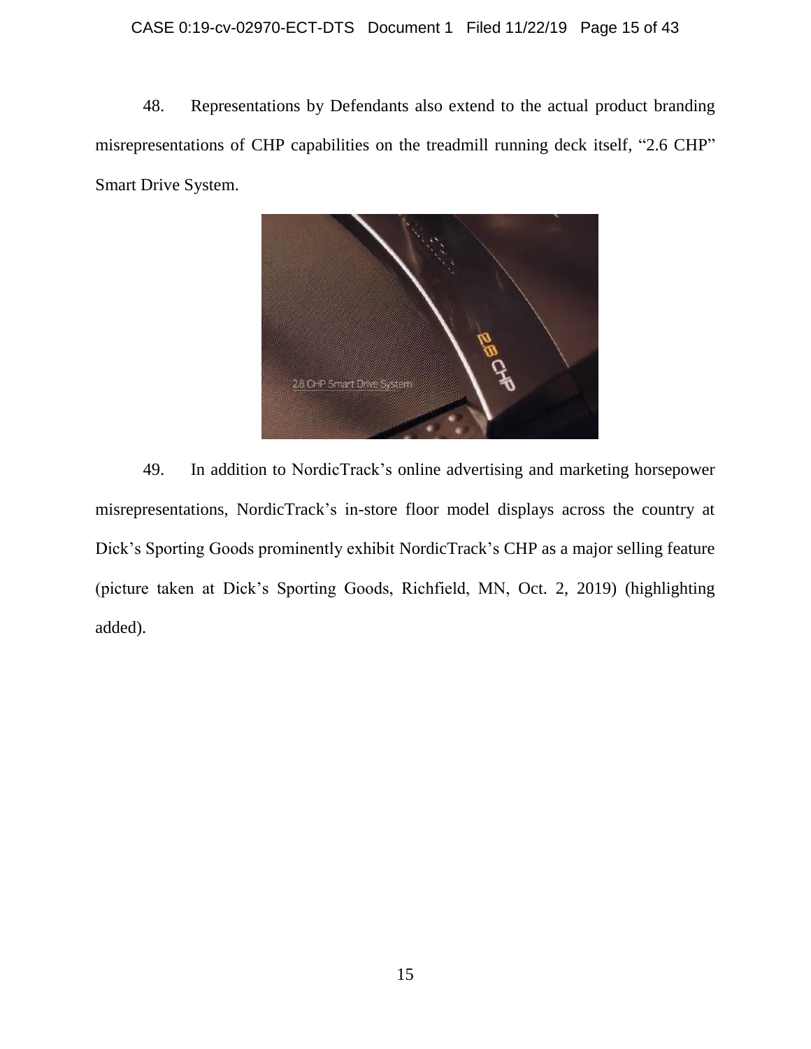48. Representations by Defendants also extend to the actual product branding misrepresentations of CHP capabilities on the treadmill running deck itself, "2.6 CHP" Smart Drive System.

49. In addition to NordicTrack's online advertising and marketing horsepower misrepresentations, NordicTrack's in-store floor model displays across the country at Dick's Sporting Goods prominently exhibit NordicTrack's CHP as a major selling feature (picture taken at Dick's Sporting Goods, Richfield, MN, Oct. 2, 2019) (highlighting added).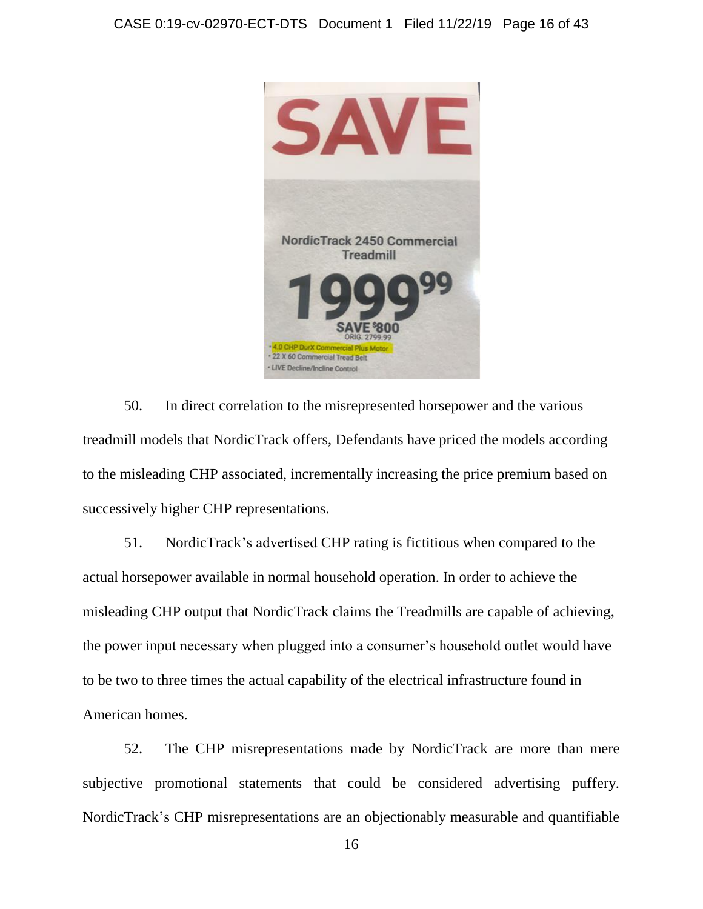50. In direct correlation to the misrepresented horsepower and the various treadmill models that NordicTrack offers, Defendants have priced the models according to the misleading CHP associated, incrementally increasing the price premium based on successively higher CHP representations.

51. NordicTrack's advertised CHP rating is fictitious when compared to the actual horsepower available in normal household operation. In order to achieve the misleading CHP output that NordicTrack claims the Treadmills are capable of achieving, the power input necessary when plugged into a consumer's household outlet would have to be two to three times the actual capability of the electrical infrastructure found in American homes.

52. The CHP misrepresentations made by NordicTrack are more than mere subjective promotional statements that could be considered advertising puffery. NordicTrack's CHP misrepresentations are an objectionably measurable and quantifiable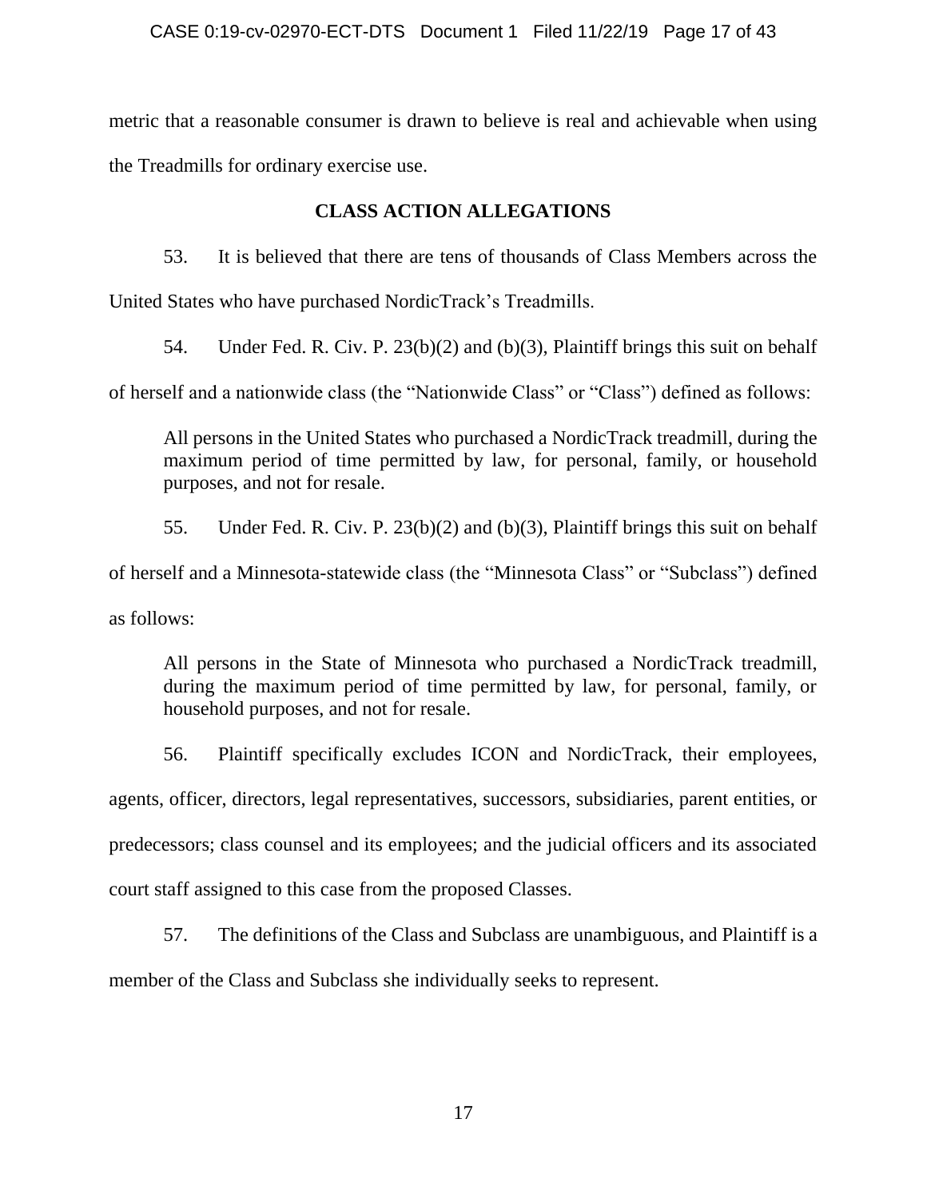metric that a reasonable consumer is drawn to believe is real and achievable when using the Treadmills for ordinary exercise use.

## CLASS ACTION ALLEGATIONS

53. It is believed that there are tens of thousands of Class Members across the United States who have purchased NordicTrack's Treadmills.

54. Under Fed. R. Civ. P. 23(b)(2) and (b)(3), Plaintiff brings this suit on behalf of herself and a nationwide class (the "Nationwide Class" or "Class") defined as follows:

> All persons in the United States who purchased a NordicTrack treadmill, during the maximum period of time permitted by law, for personal, family, or household purposes, and not for resale.

55. Under Fed. R. Civ. P. 23(b)(2) and (b)(3), Plaintiff brings this suit on behalf of herself and a Minnesota-statewide class (the "Minnesota Class" or "Subclass") defined as follows:

> All persons in the State of Minnesota who purchased a NordicTrack treadmill, during the maximum period of time permitted by law, for personal, family, or household purposes, and not for resale.

56. Plaintiff specifically excludes ICON and NordicTrack, their employees, agents, officer, directors, legal representatives, successors, subsidiaries, parent entities, or predecessors; class counsel and its employees; and the judicial officers and its associated court staff assigned to this case from the proposed Classes.

57. The definitions of the Class and Subclass are unambiguous, and Plaintiff is a member of the Class and Subclass she individually seeks to represent.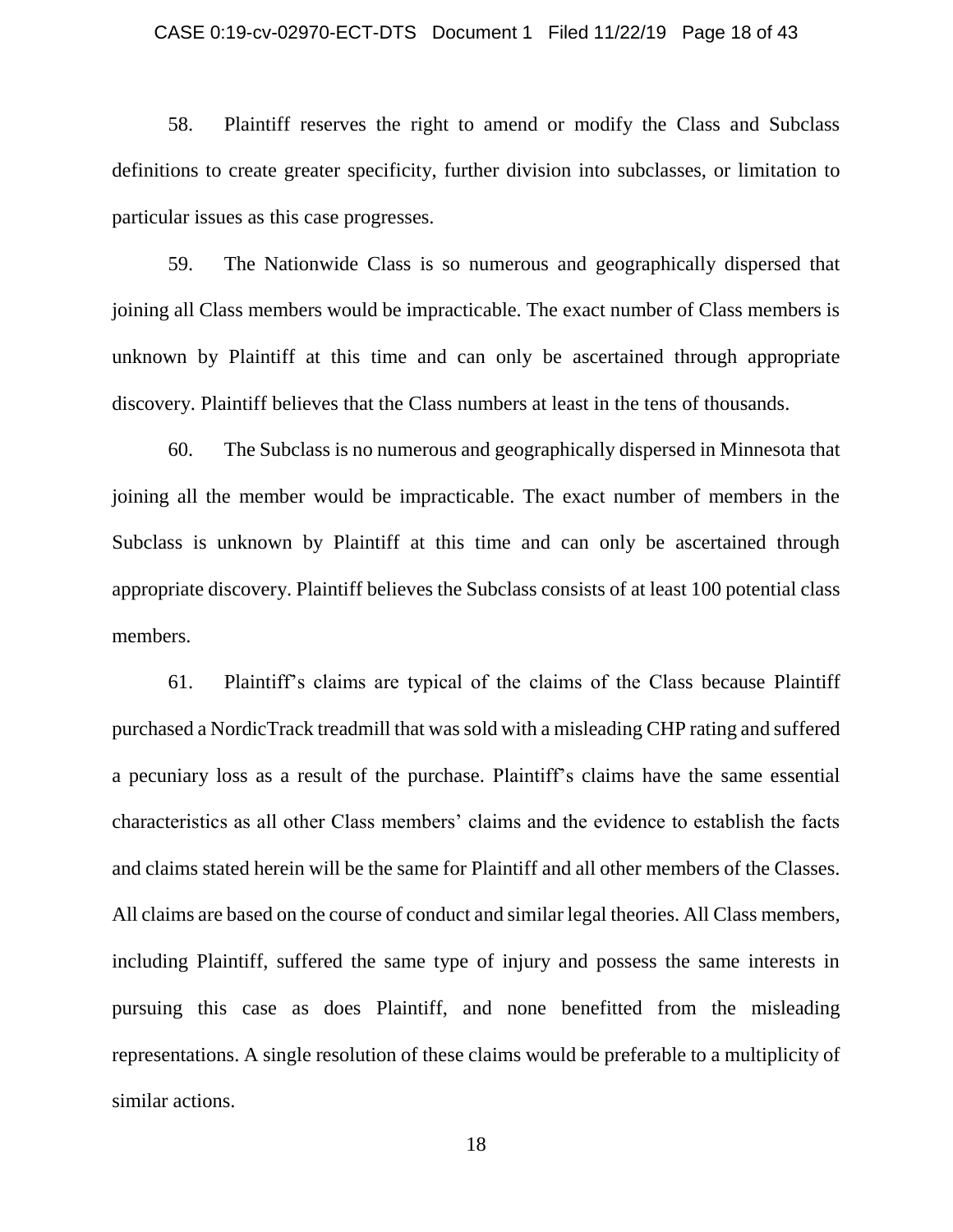58. Plaintiff reserves the right to amend or modify the Class and Subclass definitions to create greater specificity, further division into subclasses, or limitation to particular issues as this case progresses.

59. The Nationwide Class is so numerous and geographically dispersed that joining all Class members would be impracticable. The exact number of Class members is unknown by Plaintiff at this time and can only be ascertained through appropriate discovery. Plaintiff believes that the Class numbers at least in the tens of thousands.

60. The Subclass is no numerous and geographically dispersed in Minnesota that joining all the member would be impracticable. The exact number of members in the Subclass is unknown by Plaintiff at this time and can only be ascertained through appropriate discovery. Plaintiff believes the Subclass consists of at least 100 potential class members.

61. Plaintiff's claims are typical of the claims of the Class because Plaintiff purchased a NordicTrack treadmill that was sold with a misleading CHP rating and suffered a pecuniary loss as a result of the purchase. Plaintiff's claims have the same essential characteristics as all other Class members' claims and the evidence to establish the facts and claims stated herein will be the same for Plaintiff and all other members of the Classes. All claims are based on the course of conduct and similar legal theories. All Class members, including Plaintiff, suffered the same type of injury and possess the same interests in pursuing this case as does Plaintiff, and none benefitted from the misleading representations. A single resolution of these claims would be preferable to a multiplicity of similar actions.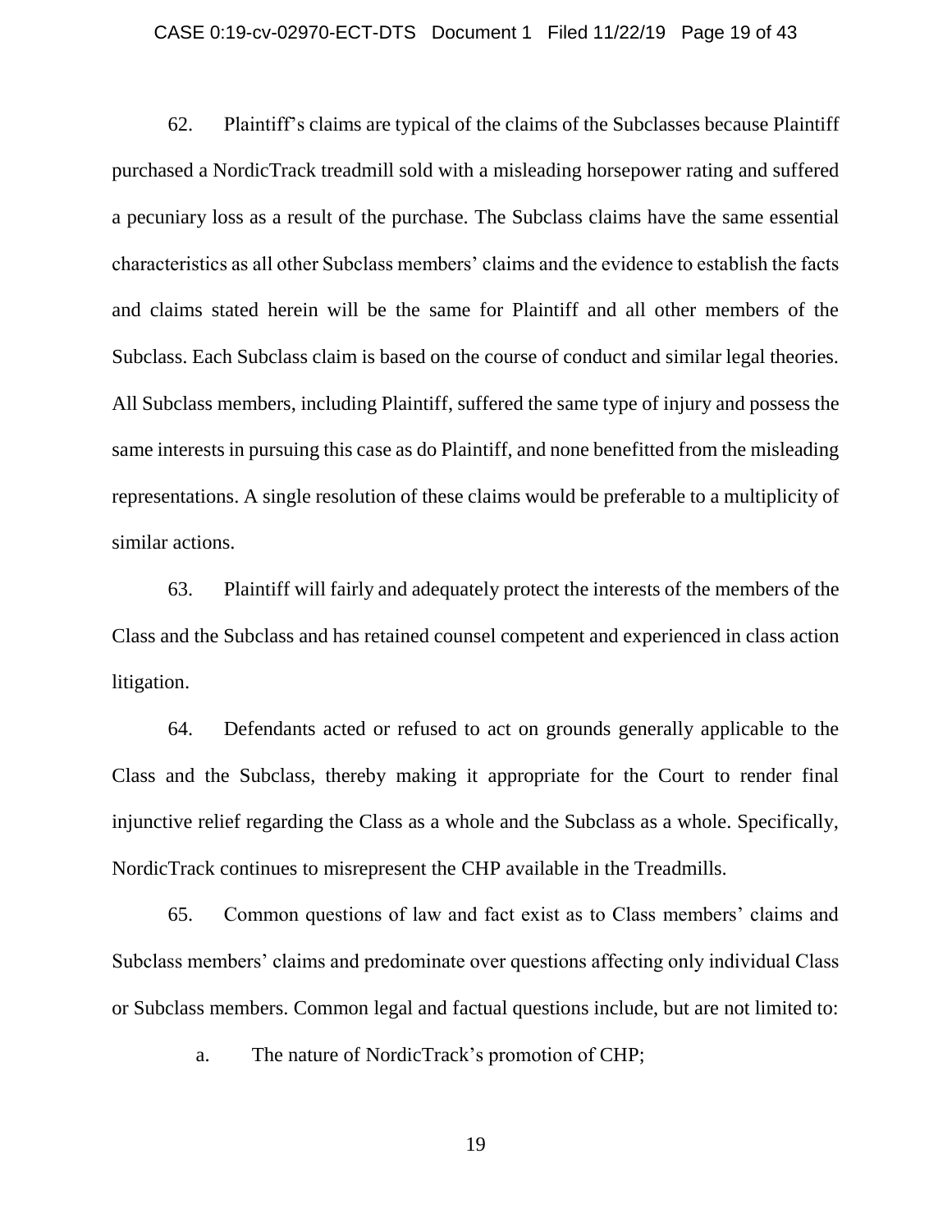62. Plaintiff's claims are typical of the claims of the Subclasses because Plaintiff purchased a NordicTrack treadmill sold with a misleading horsepower rating and suffered a pecuniary loss as a result of the purchase. The Subclass claims have the same essential characteristics as all other Subclass members' claims and the evidence to establish the facts and claims stated herein will be the same for Plaintiff and all other members of the Subclass. Each Subclass claim is based on the course of conduct and similar legal theories. All Subclass members, including Plaintiff, suffered the same type of injury and possess the same interests in pursuing this case as do Plaintiff, and none benefitted from the misleading representations. A single resolution of these claims would be preferable to a multiplicity of similar actions.

63. Plaintiff will fairly and adequately protect the interests of the members of the Class and the Subclass and has retained counsel competent and experienced in class action litigation.

64. Defendants acted or refused to act on grounds generally applicable to the Class and the Subclass, thereby making it appropriate for the Court to render final injunctive relief regarding the Class as a whole and the Subclass as a whole. Specifically, NordicTrack continues to misrepresent the CHP available in the Treadmills.

65. Common questions of law and fact exist as to Class members' claims and Subclass members' claims and predominate over questions affecting only individual Class or Subclass members. Common legal and factual questions include, but are not limited to:

a. The nature of NordicTrack's promotion of CHP;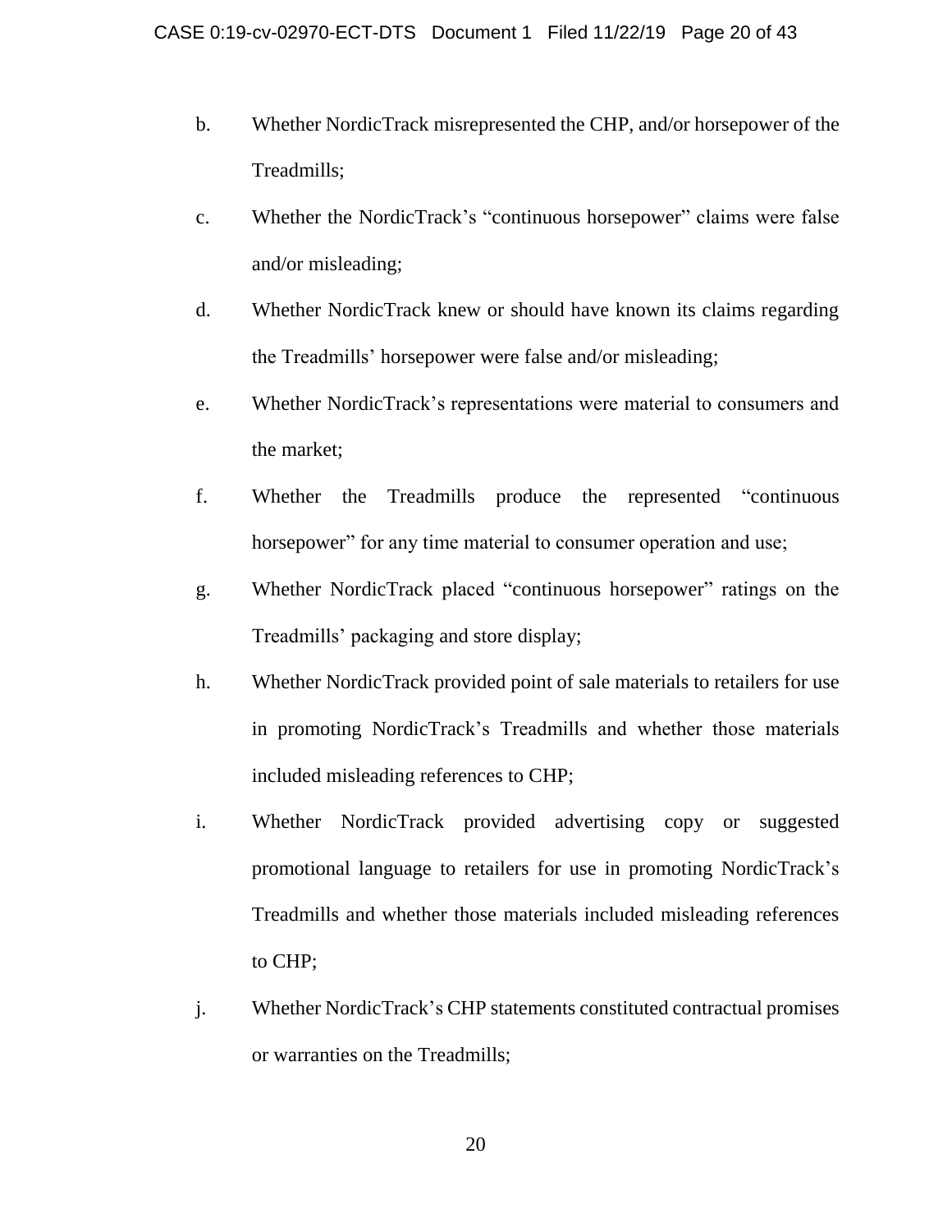b. Whether NordicTrack misrepresented the CHP, and/or horsepower of the Treadmills;

c. Whether the NordicTrack's "continuous horsepower" claims were false and/or misleading;

d. Whether NordicTrack knew or should have known its claims regarding the Treadmills' horsepower were false and/or misleading;

e. Whether NordicTrack's representations were material to consumers and the market;

f. Whether the Treadmills produce the represented "continuous horsepower" for any time material to consumer operation and use;

g. Whether NordicTrack placed "continuous horsepower" ratings on the Treadmills' packaging and store display;

h. Whether NordicTrack provided point of sale materials to retailers for use in promoting NordicTrack's Treadmills and whether those materials included misleading references to CHP;

i. Whether NordicTrack provided advertising copy or suggested promotional language to retailers for use in promoting NordicTrack's Treadmills and whether those materials included misleading references to CHP;

j. Whether NordicTrack's CHP statements constituted contractual promises or warranties on the Treadmills;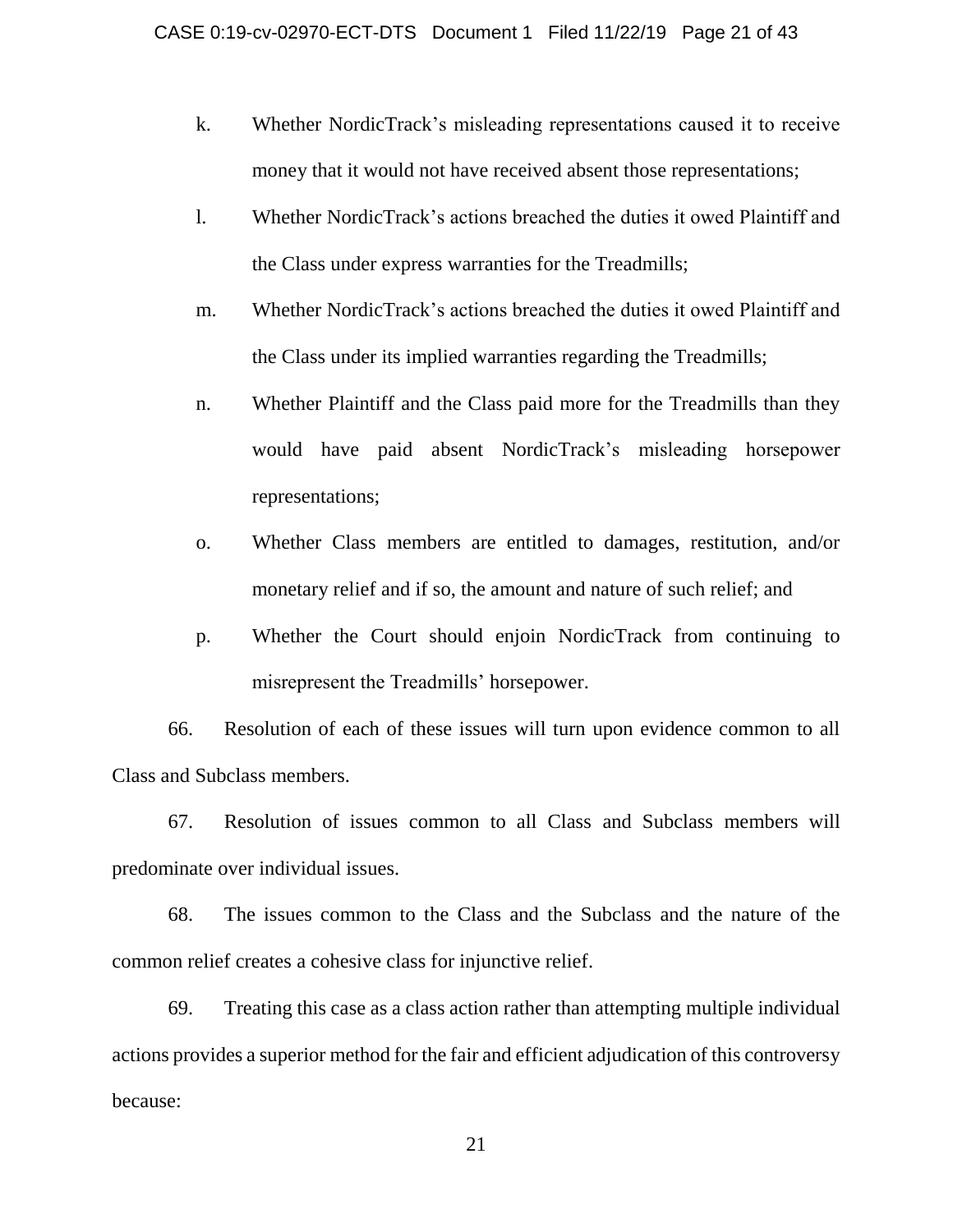k. Whether NordicTrack's misleading representations caused it to receive money that it would not have received absent those representations;

l. Whether NordicTrack's actions breached the duties it owed Plaintiff and the Class under express warranties for the Treadmills;

m. Whether NordicTrack's actions breached the duties it owed Plaintiff and the Class under its implied warranties regarding the Treadmills;

n. Whether Plaintiff and the Class paid more for the Treadmills than they would have paid absent NordicTrack's misleading horsepower representations;

o. Whether Class members are entitled to damages, restitution, and/or monetary relief and if so, the amount and nature of such relief; and

p. Whether the Court should enjoin NordicTrack from continuing to misrepresent the Treadmills' horsepower.

66. Resolution of each of these issues will turn upon evidence common to all Class and Subclass members.

67. Resolution of issues common to all Class and Subclass members will predominate over individual issues.

68. The issues common to the Class and the Subclass and the nature of the common relief creates a cohesive class for injunctive relief.

69. Treating this case as a class action rather than attempting multiple individual actions provides a superior method for the fair and efficient adjudication of this controversy because: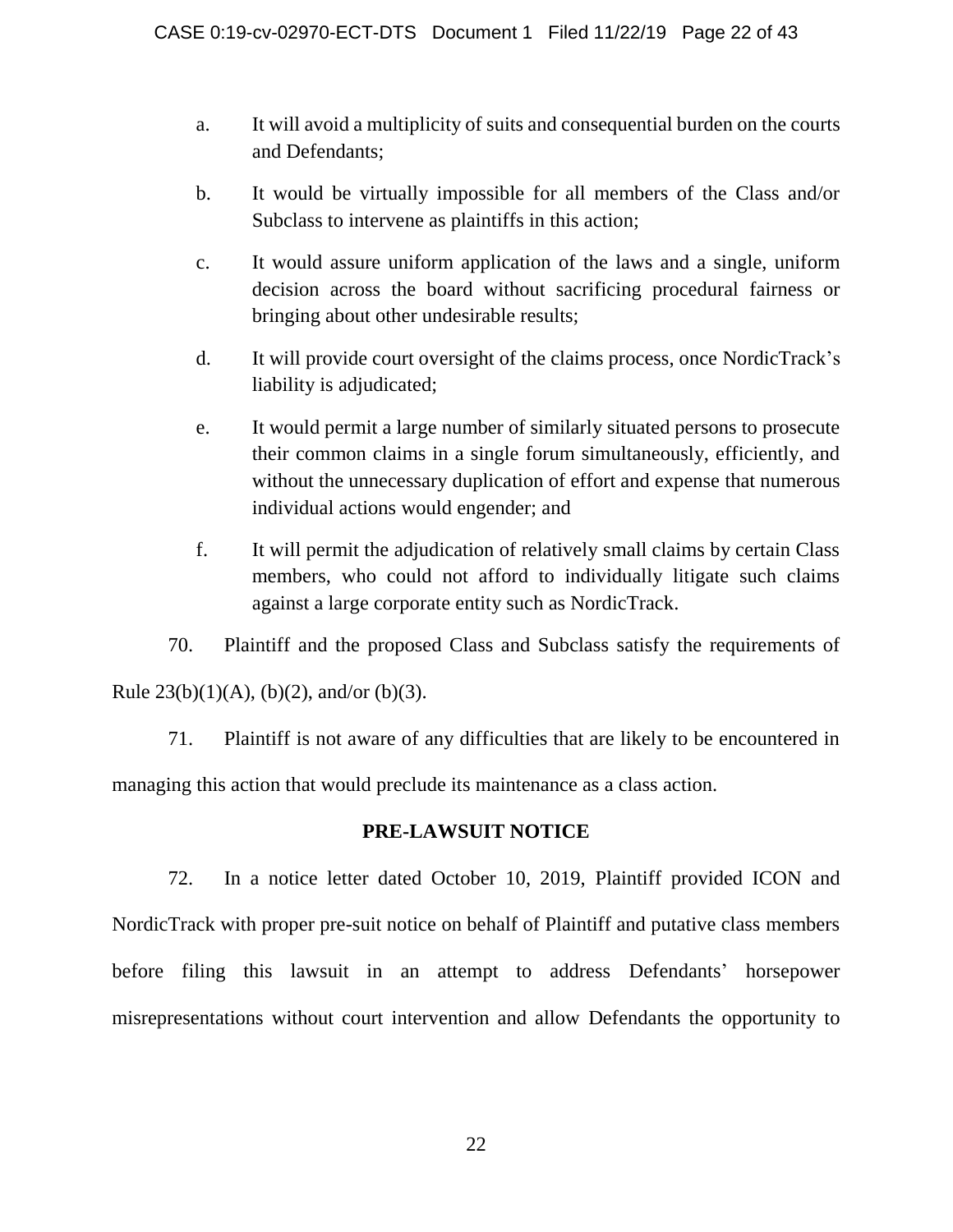a. It will avoid a multiplicity of suits and consequential burden on the courts and Defendants;

b. It would be virtually impossible for all members of the Class and/or Subclass to intervene as plaintiffs in this action;

c. It would assure uniform application of the laws and a single, uniform decision across the board without sacrificing procedural fairness or bringing about other undesirable results;

d. It will provide court oversight of the claims process, once NordicTrack's liability is adjudicated;

e. It would permit a large number of similarly situated persons to prosecute their common claims in a single forum simultaneously, efficiently, and without the unnecessary duplication of effort and expense that numerous individual actions would engender; and

f. It will permit the adjudication of relatively small claims by certain Class members, who could not afford to individually litigate such claims against a large corporate entity such as NordicTrack.

70. Plaintiff and the proposed Class and Subclass satisfy the requirements of Rule 23(b)(1)(A), (b)(2), and/or (b)(3).

71. Plaintiff is not aware of any difficulties that are likely to be encountered in managing this action that would preclude its maintenance as a class action.

## PRE-LAWSUIT NOTICE

72. In a notice letter dated October 10, 2019, Plaintiff provided ICON and NordicTrack with proper pre-suit notice on behalf of Plaintiff and putative class members before filing this lawsuit in an attempt to address Defendants' horsepower misrepresentations without court intervention and allow Defendants the opportunity to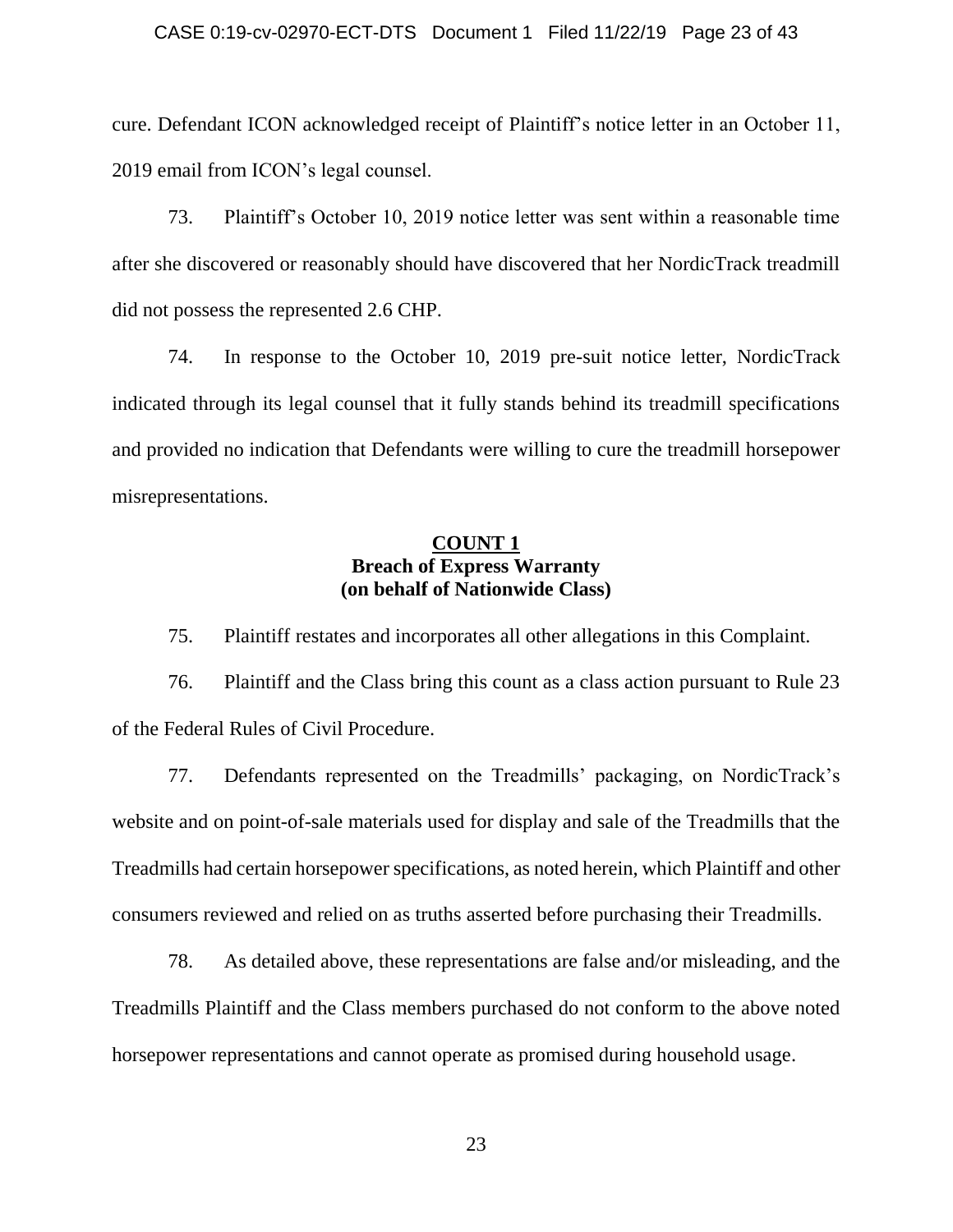cure. Defendant ICON acknowledged receipt of Plaintiff's notice letter in an October 11, 2019 email from ICON's legal counsel.

73. Plaintiff's October 10, 2019 notice letter was sent within a reasonable time after she discovered or reasonably should have discovered that her NordicTrack treadmill did not possess the represented 2.6 CHP.

74. In response to the October 10, 2019 pre-suit notice letter, NordicTrack indicated through its legal counsel that it fully stands behind its treadmill specifications and provided no indication that Defendants were willing to cure the treadmill horsepower misrepresentations.

## COUNT 1
**Breach of Express Warranty**
**(on behalf of Nationwide Class)**

75. Plaintiff restates and incorporates all other allegations in this Complaint.

76. Plaintiff and the Class bring this count as a class action pursuant to Rule 23 of the Federal Rules of Civil Procedure.

77. Defendants represented on the Treadmills' packaging, on NordicTrack's website and on point-of-sale materials used for display and sale of the Treadmills that the Treadmills had certain horsepower specifications, as noted herein, which Plaintiff and other consumers reviewed and relied on as truths asserted before purchasing their Treadmills.

78. As detailed above, these representations are false and/or misleading, and the Treadmills Plaintiff and the Class members purchased do not conform to the above noted horsepower representations and cannot operate as promised during household usage.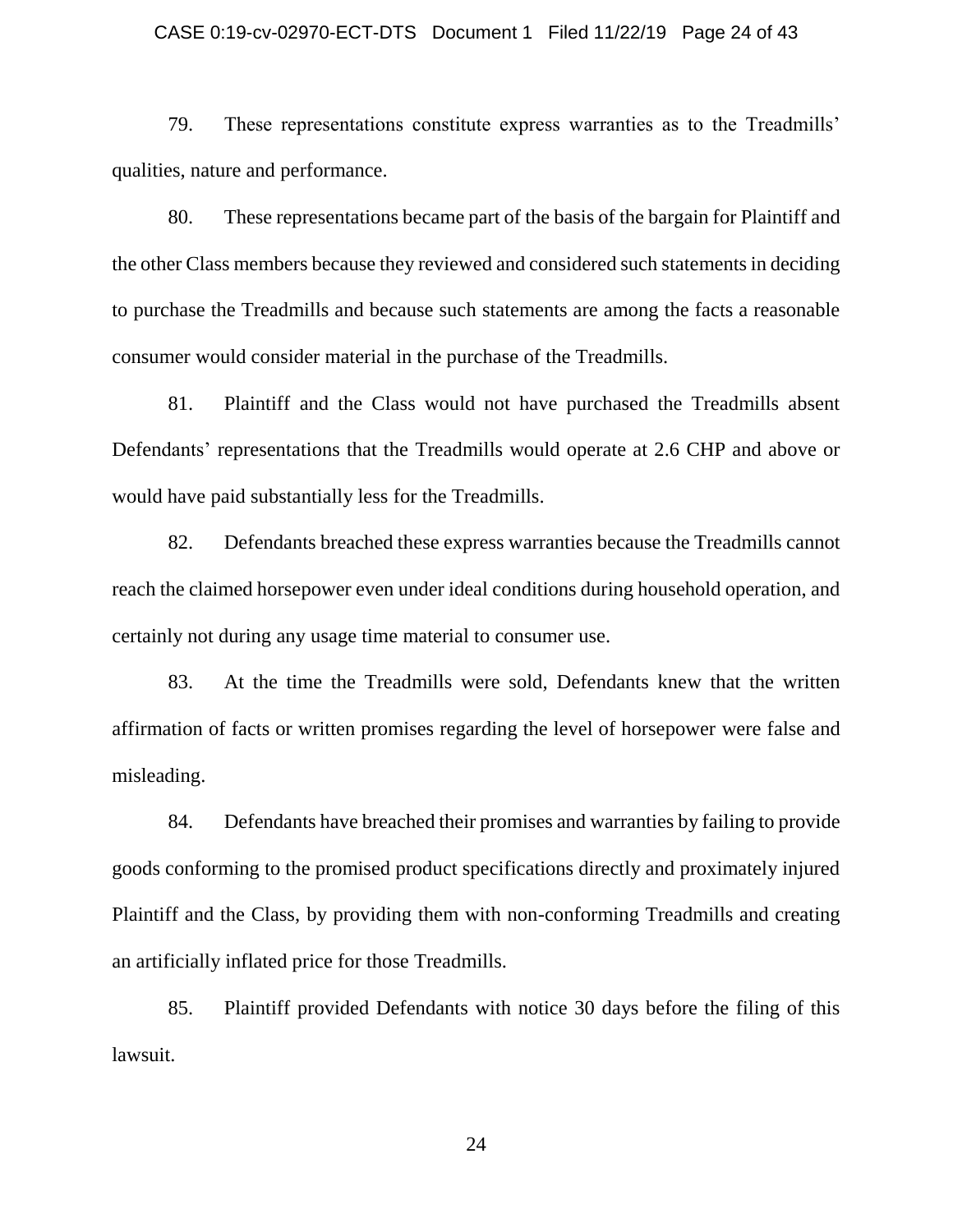79. These representations constitute express warranties as to the Treadmills' qualities, nature and performance.

80. These representations became part of the basis of the bargain for Plaintiff and the other Class members because they reviewed and considered such statements in deciding to purchase the Treadmills and because such statements are among the facts a reasonable consumer would consider material in the purchase of the Treadmills.

81. Plaintiff and the Class would not have purchased the Treadmills absent Defendants' representations that the Treadmills would operate at 2.6 CHP and above or would have paid substantially less for the Treadmills.

82. Defendants breached these express warranties because the Treadmills cannot reach the claimed horsepower even under ideal conditions during household operation, and certainly not during any usage time material to consumer use.

83. At the time the Treadmills were sold, Defendants knew that the written affirmation of facts or written promises regarding the level of horsepower were false and misleading.

84. Defendants have breached their promises and warranties by failing to provide goods conforming to the promised product specifications directly and proximately injured Plaintiff and the Class, by providing them with non-conforming Treadmills and creating an artificially inflated price for those Treadmills.

85. Plaintiff provided Defendants with notice 30 days before the filing of this lawsuit.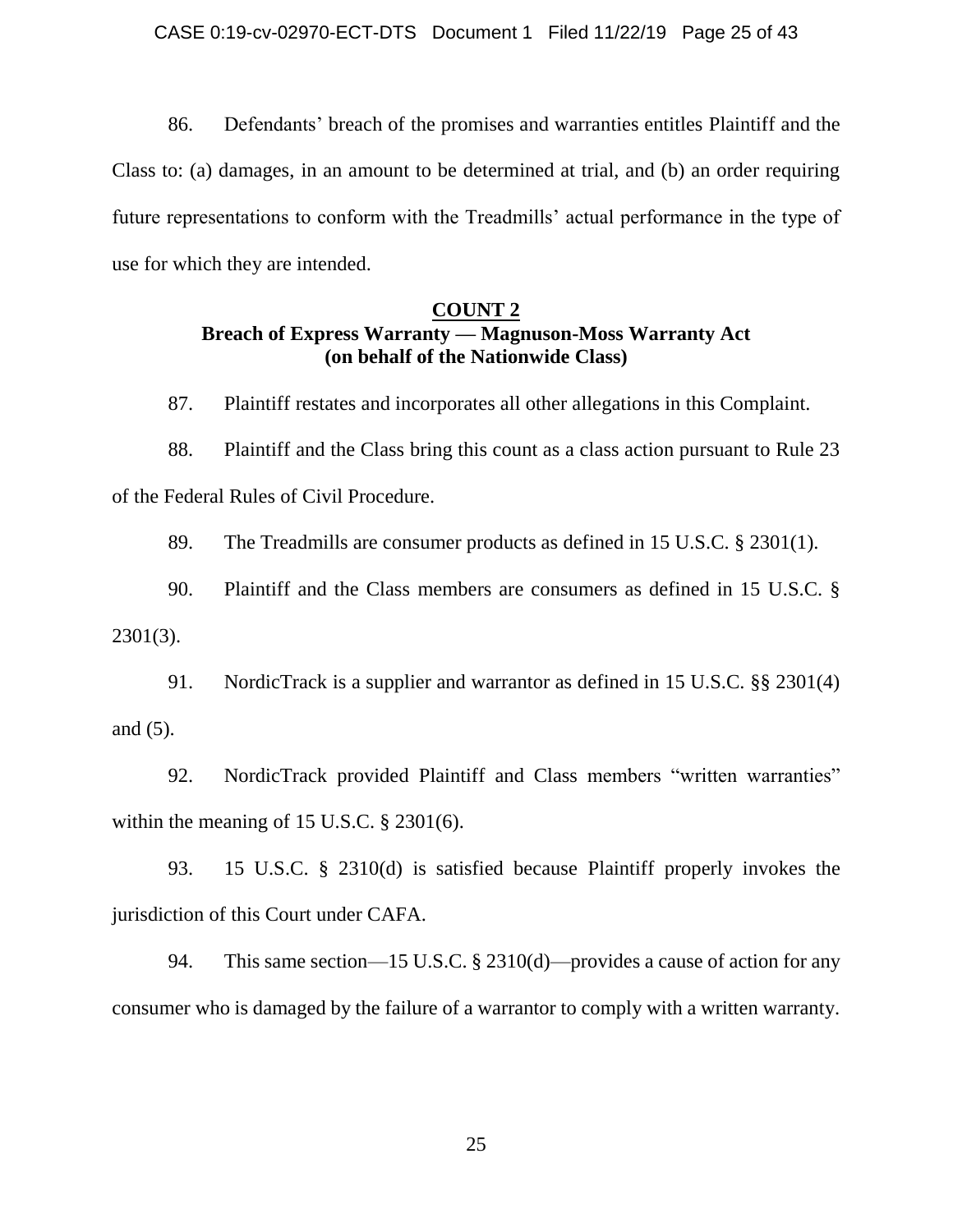86. Defendants' breach of the promises and warranties entitles Plaintiff and the Class to: (a) damages, in an amount to be determined at trial, and (b) an order requiring future representations to conform with the Treadmills' actual performance in the type of use for which they are intended.

## COUNT 2
**Breach of Express Warranty — Magnuson-Moss Warranty Act**
**(on behalf of the Nationwide Class)**

87. Plaintiff restates and incorporates all other allegations in this Complaint.

88. Plaintiff and the Class bring this count as a class action pursuant to Rule 23 of the Federal Rules of Civil Procedure.

89. The Treadmills are consumer products as defined in 15 U.S.C. § 2301(1).

90. Plaintiff and the Class members are consumers as defined in 15 U.S.C. § 2301(3).

91. NordicTrack is a supplier and warrantor as defined in 15 U.S.C. §§ 2301(4) and (5).

92. NordicTrack provided Plaintiff and Class members "written warranties" within the meaning of 15 U.S.C. § 2301(6).

93. 15 U.S.C. § 2310(d) is satisfied because Plaintiff properly invokes the jurisdiction of this Court under CAFA.

94. This same section—15 U.S.C. § 2310(d)—provides a cause of action for any consumer who is damaged by the failure of a warrantor to comply with a written warranty.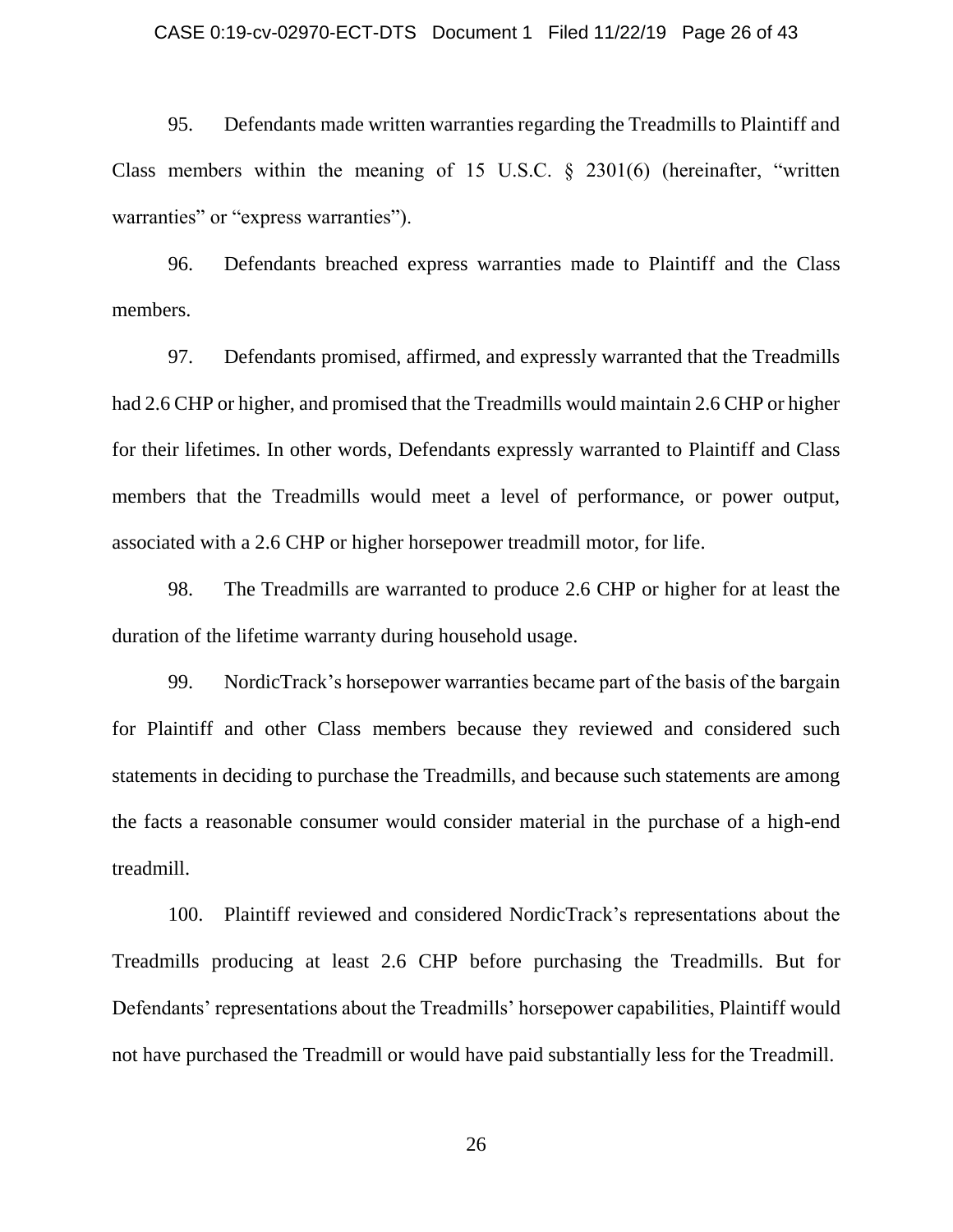95. Defendants made written warranties regarding the Treadmills to Plaintiff and Class members within the meaning of 15 U.S.C. § 2301(6) (hereinafter, "written warranties" or "express warranties").

96. Defendants breached express warranties made to Plaintiff and the Class members.

97. Defendants promised, affirmed, and expressly warranted that the Treadmills had 2.6 CHP or higher, and promised that the Treadmills would maintain 2.6 CHP or higher for their lifetimes. In other words, Defendants expressly warranted to Plaintiff and Class members that the Treadmills would meet a level of performance, or power output, associated with a 2.6 CHP or higher horsepower treadmill motor, for life.

98. The Treadmills are warranted to produce 2.6 CHP or higher for at least the duration of the lifetime warranty during household usage.

99. NordicTrack's horsepower warranties became part of the basis of the bargain for Plaintiff and other Class members because they reviewed and considered such statements in deciding to purchase the Treadmills, and because such statements are among the facts a reasonable consumer would consider material in the purchase of a high-end treadmill.

100. Plaintiff reviewed and considered NordicTrack's representations about the Treadmills producing at least 2.6 CHP before purchasing the Treadmills. But for Defendants' representations about the Treadmills' horsepower capabilities, Plaintiff would not have purchased the Treadmill or would have paid substantially less for the Treadmill.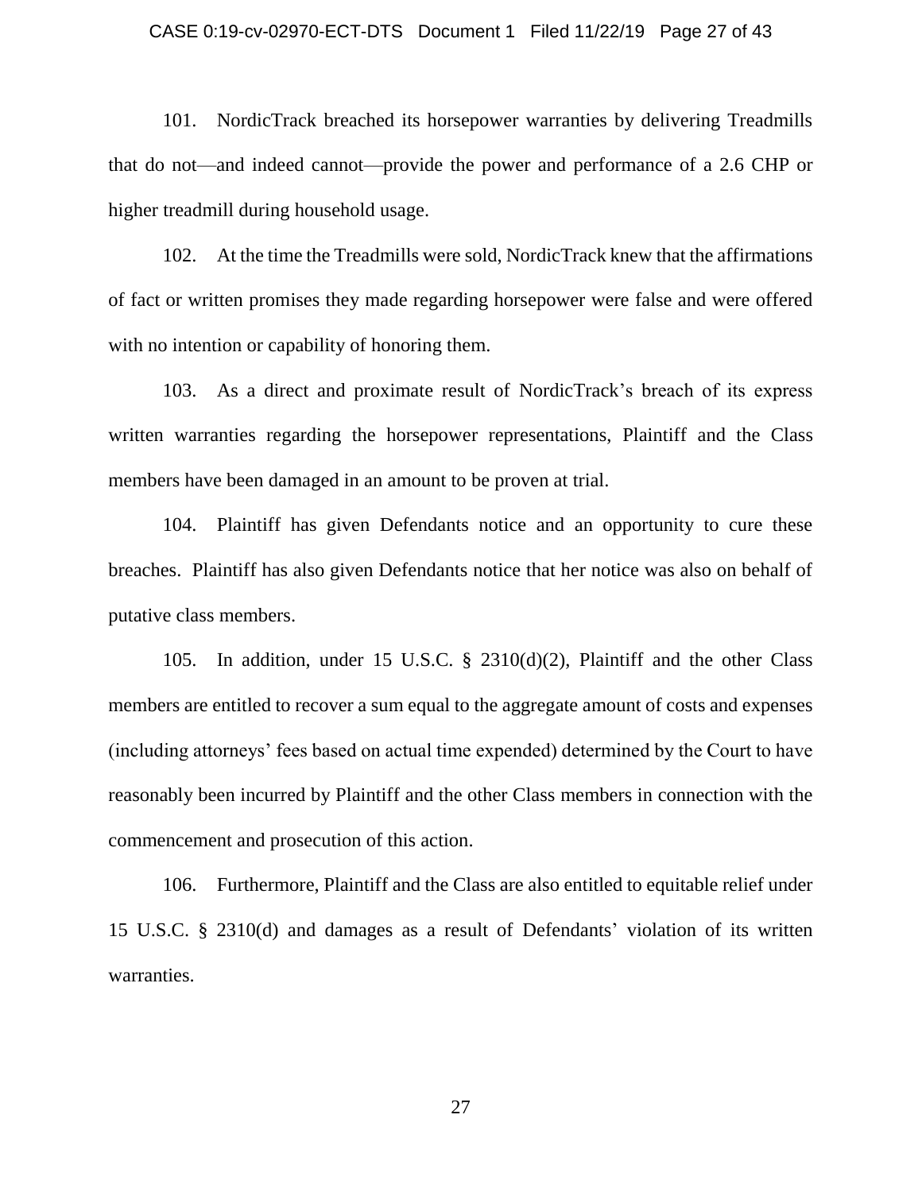101. NordicTrack breached its horsepower warranties by delivering Treadmills that do not—and indeed cannot—provide the power and performance of a 2.6 CHP or higher treadmill during household usage.

102. At the time the Treadmills were sold, NordicTrack knew that the affirmations of fact or written promises they made regarding horsepower were false and were offered with no intention or capability of honoring them.

103. As a direct and proximate result of NordicTrack's breach of its express written warranties regarding the horsepower representations, Plaintiff and the Class members have been damaged in an amount to be proven at trial.

104. Plaintiff has given Defendants notice and an opportunity to cure these breaches. Plaintiff has also given Defendants notice that her notice was also on behalf of putative class members.

105. In addition, under 15 U.S.C. § 2310(d)(2), Plaintiff and the other Class members are entitled to recover a sum equal to the aggregate amount of costs and expenses (including attorneys' fees based on actual time expended) determined by the Court to have reasonably been incurred by Plaintiff and the other Class members in connection with the commencement and prosecution of this action.

106. Furthermore, Plaintiff and the Class are also entitled to equitable relief under 15 U.S.C. § 2310(d) and damages as a result of Defendants' violation of its written warranties.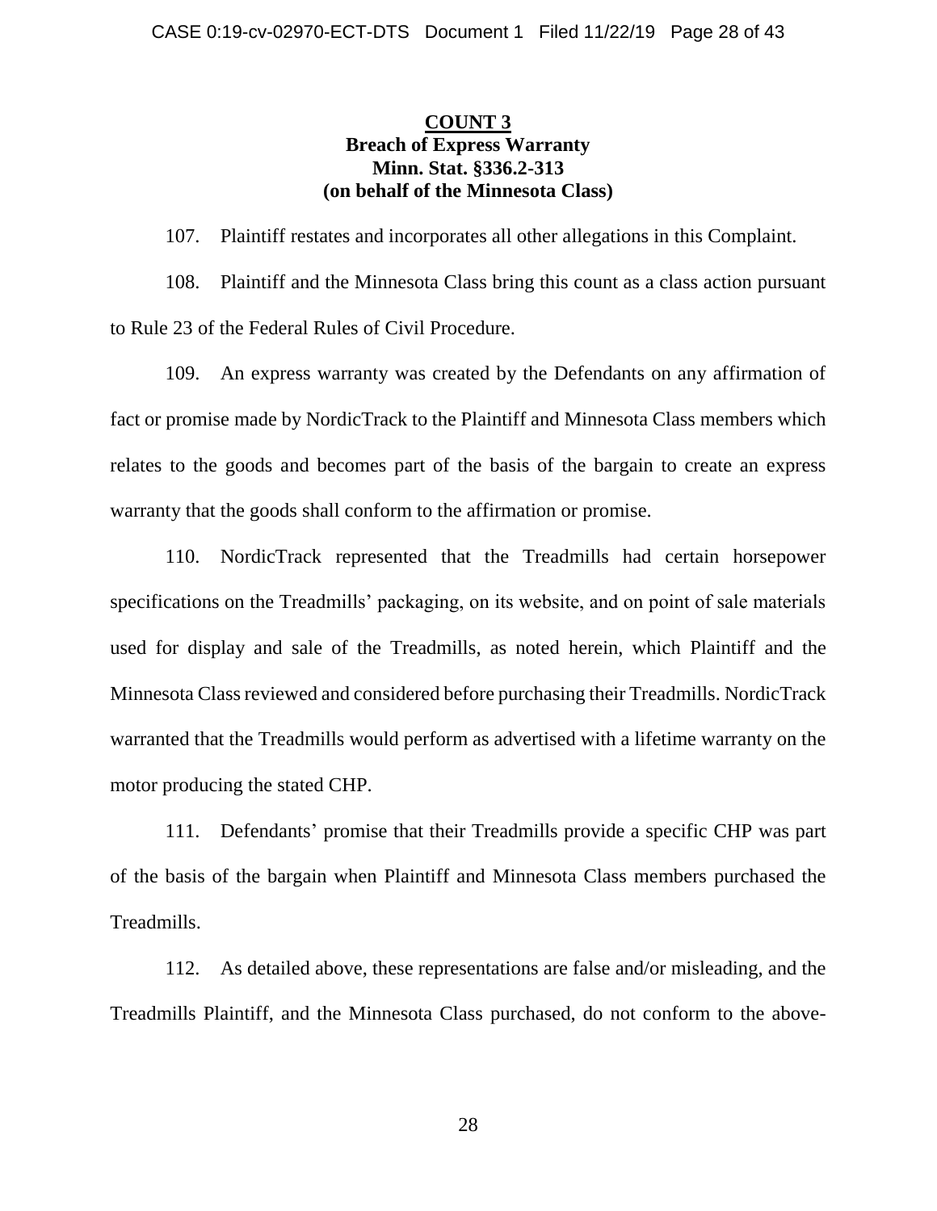## COUNT 3
**Breach of Express Warranty**
**Minn. Stat. §336.2-313**
**(on behalf of the Minnesota Class)**

107. Plaintiff restates and incorporates all other allegations in this Complaint.

108. Plaintiff and the Minnesota Class bring this count as a class action pursuant to Rule 23 of the Federal Rules of Civil Procedure.

109. An express warranty was created by the Defendants on any affirmation of fact or promise made by NordicTrack to the Plaintiff and Minnesota Class members which relates to the goods and becomes part of the basis of the bargain to create an express warranty that the goods shall conform to the affirmation or promise.

110. NordicTrack represented that the Treadmills had certain horsepower specifications on the Treadmills' packaging, on its website, and on point of sale materials used for display and sale of the Treadmills, as noted herein, which Plaintiff and the Minnesota Class reviewed and considered before purchasing their Treadmills. NordicTrack warranted that the Treadmills would perform as advertised with a lifetime warranty on the motor producing the stated CHP.

111. Defendants' promise that their Treadmills provide a specific CHP was part of the basis of the bargain when Plaintiff and Minnesota Class members purchased the Treadmills.

112. As detailed above, these representations are false and/or misleading, and the Treadmills Plaintiff, and the Minnesota Class purchased, do not conform to the above-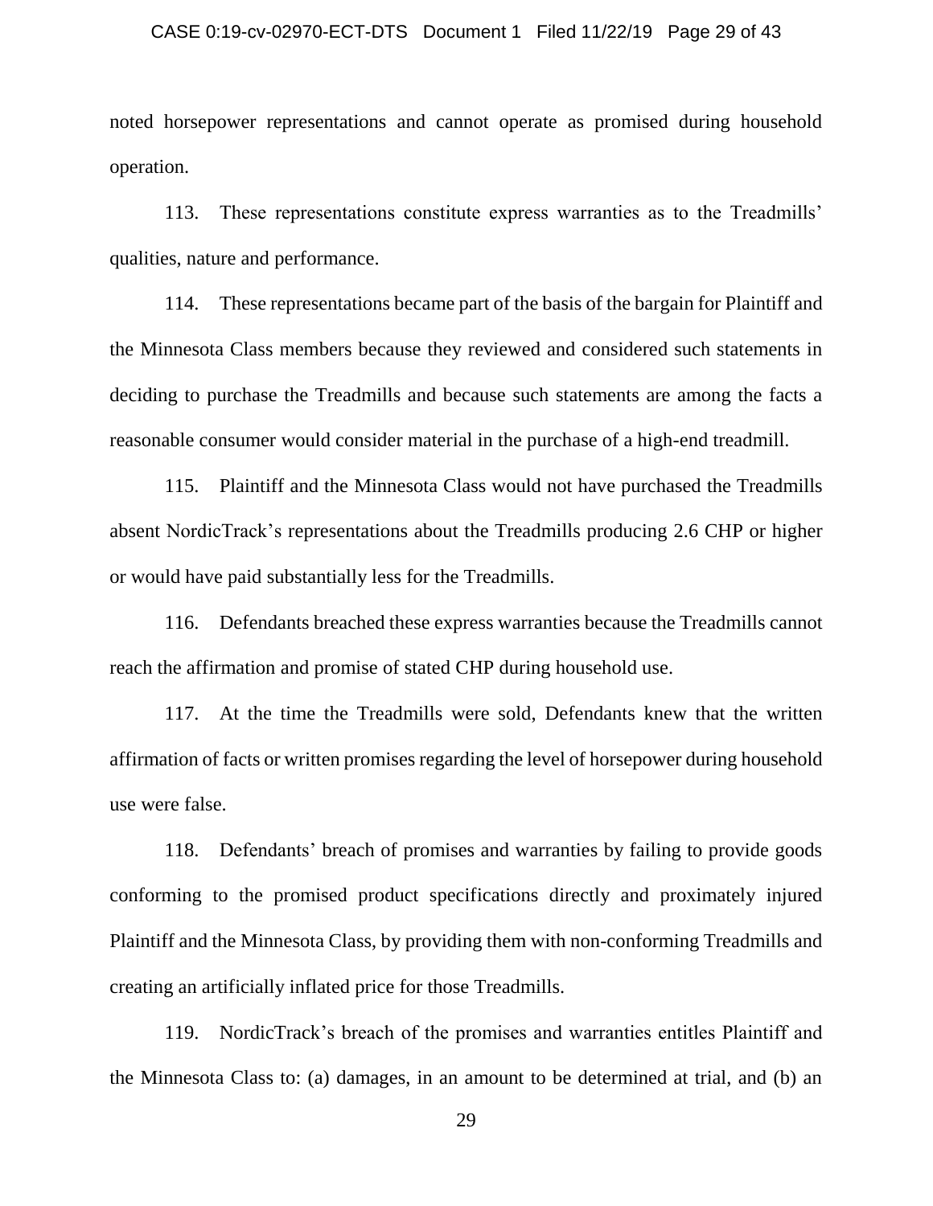noted horsepower representations and cannot operate as promised during household operation.

113. These representations constitute express warranties as to the Treadmills' qualities, nature and performance.

114. These representations became part of the basis of the bargain for Plaintiff and the Minnesota Class members because they reviewed and considered such statements in deciding to purchase the Treadmills and because such statements are among the facts a reasonable consumer would consider material in the purchase of a high-end treadmill.

115. Plaintiff and the Minnesota Class would not have purchased the Treadmills absent NordicTrack's representations about the Treadmills producing 2.6 CHP or higher or would have paid substantially less for the Treadmills.

116. Defendants breached these express warranties because the Treadmills cannot reach the affirmation and promise of stated CHP during household use.

117. At the time the Treadmills were sold, Defendants knew that the written affirmation of facts or written promises regarding the level of horsepower during household use were false.

118. Defendants' breach of promises and warranties by failing to provide goods conforming to the promised product specifications directly and proximately injured Plaintiff and the Minnesota Class, by providing them with non-conforming Treadmills and creating an artificially inflated price for those Treadmills.

119. NordicTrack's breach of the promises and warranties entitles Plaintiff and the Minnesota Class to: (a) damages, in an amount to be determined at trial, and (b) an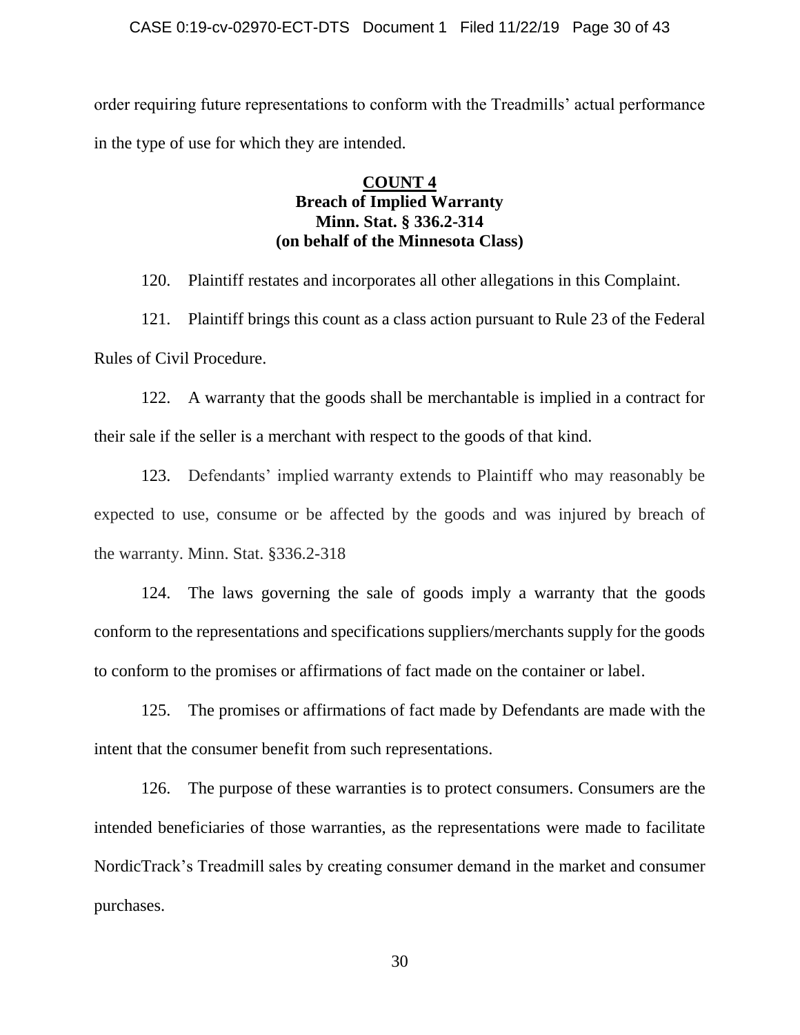order requiring future representations to conform with the Treadmills' actual performance in the type of use for which they are intended.

## **COUNT 4**
## **Breach of Implied Warranty**
## **Minn. Stat. § 336.2-314**
## **(on behalf of the Minnesota Class)**

120. Plaintiff restates and incorporates all other allegations in this Complaint.

121. Plaintiff brings this count as a class action pursuant to Rule 23 of the Federal Rules of Civil Procedure.

122. A warranty that the goods shall be merchantable is implied in a contract for their sale if the seller is a merchant with respect to the goods of that kind.

123. Defendants' implied warranty extends to Plaintiff who may reasonably be expected to use, consume or be affected by the goods and was injured by breach of the warranty. Minn. Stat. §336.2-318

124. The laws governing the sale of goods imply a warranty that the goods conform to the representations and specifications suppliers/merchants supply for the goods to conform to the promises or affirmations of fact made on the container or label.

125. The promises or affirmations of fact made by Defendants are made with the intent that the consumer benefit from such representations.

126. The purpose of these warranties is to protect consumers. Consumers are the intended beneficiaries of those warranties, as the representations were made to facilitate NordicTrack's Treadmill sales by creating consumer demand in the market and consumer purchases.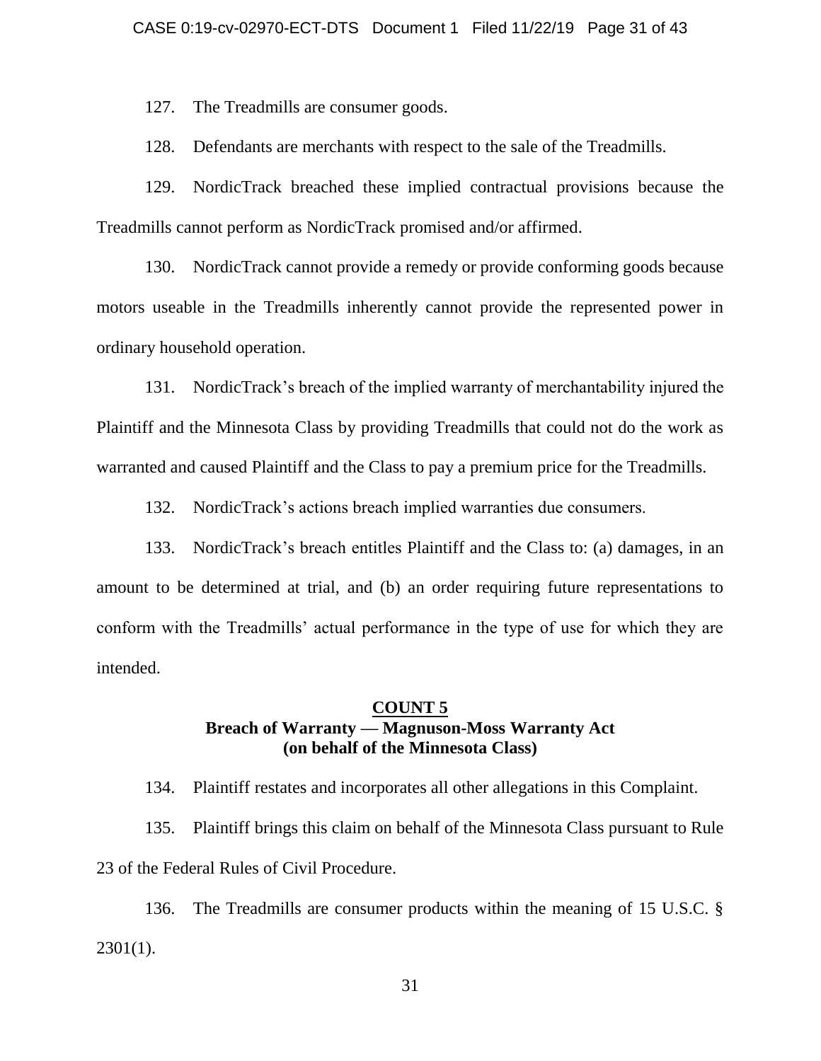127. The Treadmills are consumer goods.

128. Defendants are merchants with respect to the sale of the Treadmills.

129. NordicTrack breached these implied contractual provisions because the Treadmills cannot perform as NordicTrack promised and/or affirmed.

130. NordicTrack cannot provide a remedy or provide conforming goods because motors useable in the Treadmills inherently cannot provide the represented power in ordinary household operation.

131. NordicTrack's breach of the implied warranty of merchantability injured the Plaintiff and the Minnesota Class by providing Treadmills that could not do the work as warranted and caused Plaintiff and the Class to pay a premium price for the Treadmills.

132. NordicTrack's actions breach implied warranties due consumers.

133. NordicTrack's breach entitles Plaintiff and the Class to: (a) damages, in an amount to be determined at trial, and (b) an order requiring future representations to conform with the Treadmills' actual performance in the type of use for which they are intended.

## COUNT 5
## Breach of Warranty — Magnuson-Moss Warranty Act (on behalf of the Minnesota Class)

134. Plaintiff restates and incorporates all other allegations in this Complaint.

135. Plaintiff brings this claim on behalf of the Minnesota Class pursuant to Rule 23 of the Federal Rules of Civil Procedure.

136. The Treadmills are consumer products within the meaning of 15 U.S.C. § 2301(1).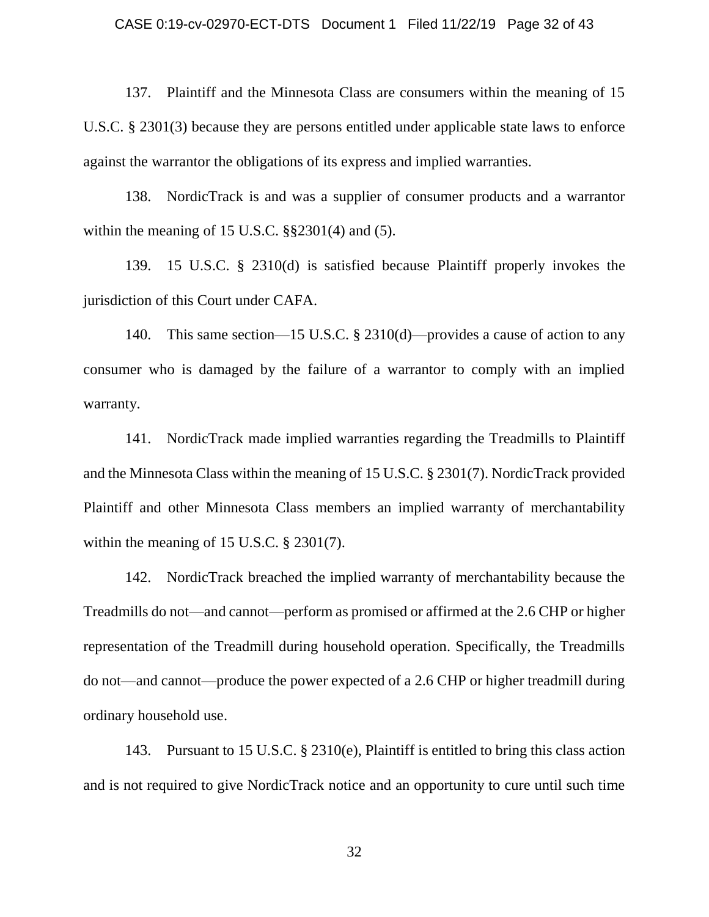137. Plaintiff and the Minnesota Class are consumers within the meaning of 15 U.S.C. § 2301(3) because they are persons entitled under applicable state laws to enforce against the warrantor the obligations of its express and implied warranties.

138. NordicTrack is and was a supplier of consumer products and a warrantor within the meaning of 15 U.S.C. §§2301(4) and (5).

139. 15 U.S.C. § 2310(d) is satisfied because Plaintiff properly invokes the jurisdiction of this Court under CAFA.

140. This same section—15 U.S.C. § 2310(d)—provides a cause of action to any consumer who is damaged by the failure of a warrantor to comply with an implied warranty.

141. NordicTrack made implied warranties regarding the Treadmills to Plaintiff and the Minnesota Class within the meaning of 15 U.S.C. § 2301(7). NordicTrack provided Plaintiff and other Minnesota Class members an implied warranty of merchantability within the meaning of 15 U.S.C. § 2301(7).

142. NordicTrack breached the implied warranty of merchantability because the Treadmills do not—and cannot—perform as promised or affirmed at the 2.6 CHP or higher representation of the Treadmill during household operation. Specifically, the Treadmills do not—and cannot—produce the power expected of a 2.6 CHP or higher treadmill during ordinary household use.

143. Pursuant to 15 U.S.C. § 2310(e), Plaintiff is entitled to bring this class action and is not required to give NordicTrack notice and an opportunity to cure until such time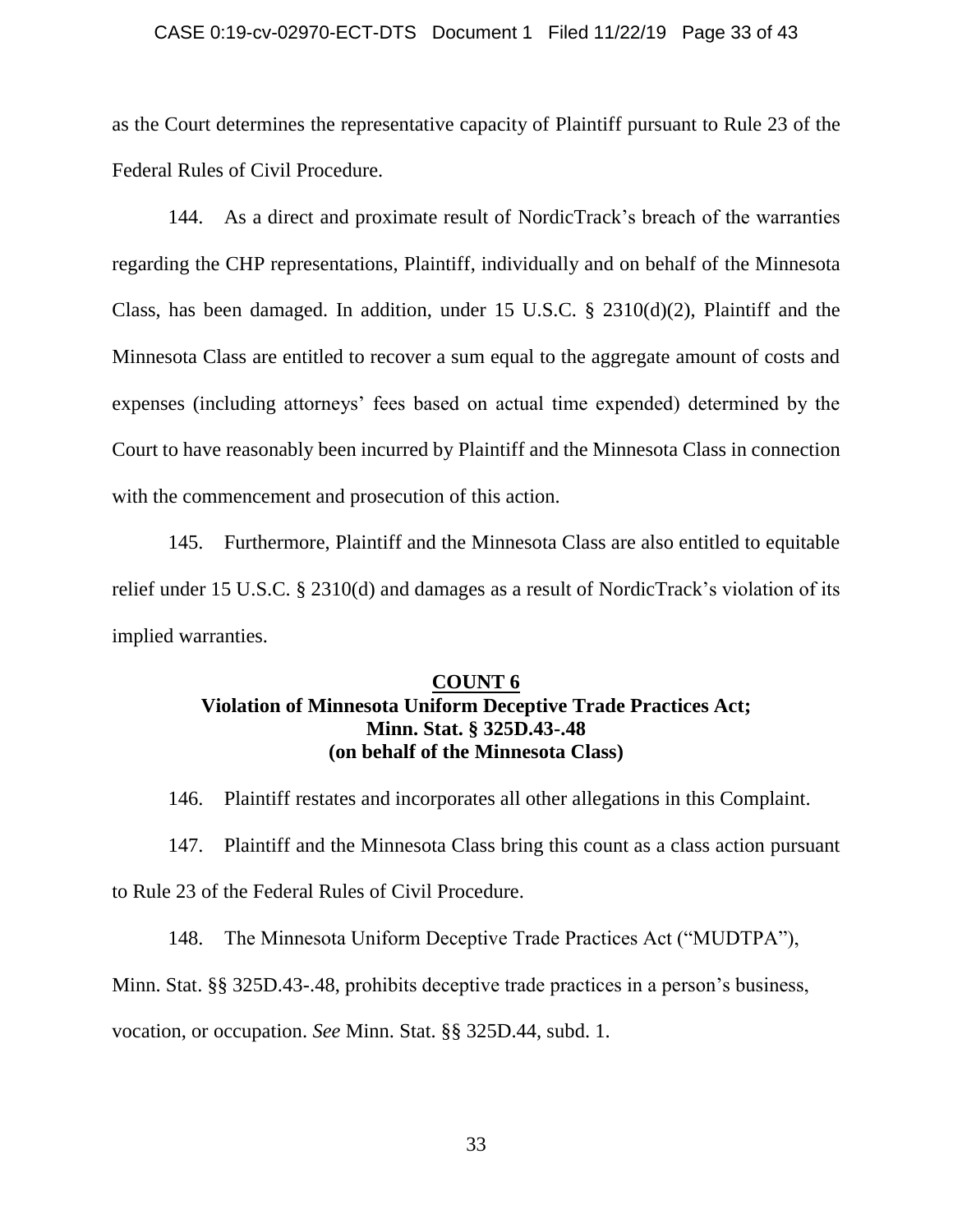as the Court determines the representative capacity of Plaintiff pursuant to Rule 23 of the Federal Rules of Civil Procedure.

144. As a direct and proximate result of NordicTrack's breach of the warranties regarding the CHP representations, Plaintiff, individually and on behalf of the Minnesota Class, has been damaged. In addition, under 15 U.S.C. § 2310(d)(2), Plaintiff and the Minnesota Class are entitled to recover a sum equal to the aggregate amount of costs and expenses (including attorneys' fees based on actual time expended) determined by the Court to have reasonably been incurred by Plaintiff and the Minnesota Class in connection with the commencement and prosecution of this action.

145. Furthermore, Plaintiff and the Minnesota Class are also entitled to equitable relief under 15 U.S.C. § 2310(d) and damages as a result of NordicTrack's violation of its implied warranties.

**COUNT 6**
**Violation of Minnesota Uniform Deceptive Trade Practices Act; Minn. Stat. § 325D.43-.48 (on behalf of the Minnesota Class)**

146. Plaintiff restates and incorporates all other allegations in this Complaint.

147. Plaintiff and the Minnesota Class bring this count as a class action pursuant to Rule 23 of the Federal Rules of Civil Procedure.

148. The Minnesota Uniform Deceptive Trade Practices Act ("MUDTPA"), Minn. Stat. §§ 325D.43-.48, prohibits deceptive trade practices in a person's business, vocation, or occupation. *See* Minn. Stat. §§ 325D.44, subd. 1.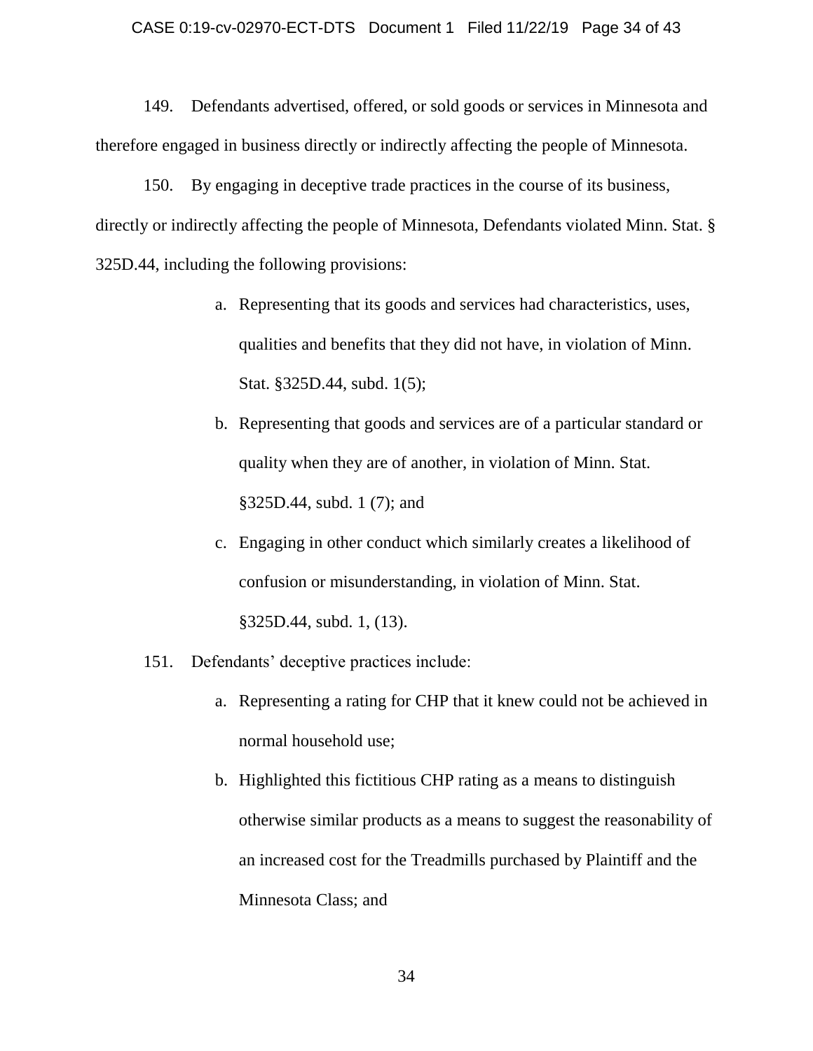149. Defendants advertised, offered, or sold goods or services in Minnesota and therefore engaged in business directly or indirectly affecting the people of Minnesota.

150. By engaging in deceptive trade practices in the course of its business, directly or indirectly affecting the people of Minnesota, Defendants violated Minn. Stat. § 325D.44, including the following provisions:

a. Representing that its goods and services had characteristics, uses, qualities and benefits that they did not have, in violation of Minn. Stat. §325D.44, subd. 1(5);

b. Representing that goods and services are of a particular standard or quality when they are of another, in violation of Minn. Stat. §325D.44, subd. 1 (7); and

c. Engaging in other conduct which similarly creates a likelihood of confusion or misunderstanding, in violation of Minn. Stat. §325D.44, subd. 1, (13).

151. Defendants' deceptive practices include:

a. Representing a rating for CHP that it knew could not be achieved in normal household use;

b. Highlighted this fictitious CHP rating as a means to distinguish otherwise similar products as a means to suggest the reasonability of an increased cost for the Treadmills purchased by Plaintiff and the Minnesota Class; and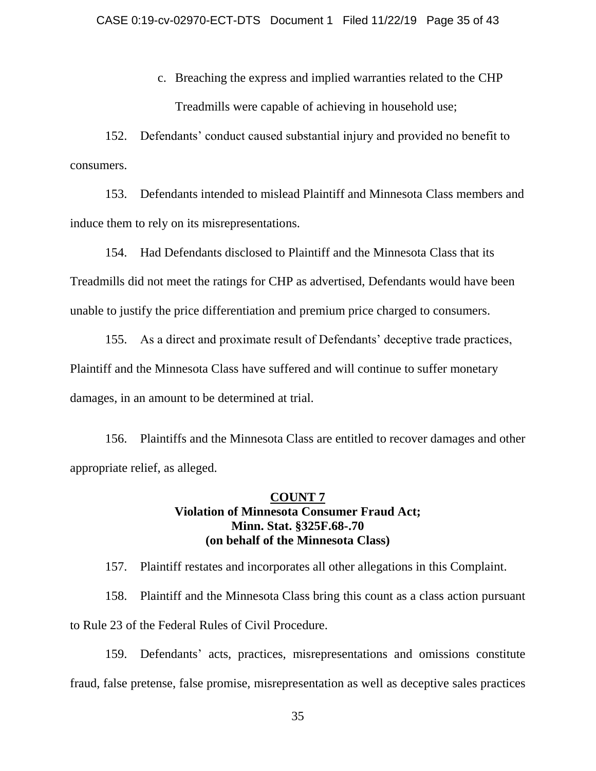c. Breaching the express and implied warranties related to the CHP Treadmills were capable of achieving in household use;

152. Defendants' conduct caused substantial injury and provided no benefit to consumers.

153. Defendants intended to mislead Plaintiff and Minnesota Class members and induce them to rely on its misrepresentations.

154. Had Defendants disclosed to Plaintiff and the Minnesota Class that its Treadmills did not meet the ratings for CHP as advertised, Defendants would have been unable to justify the price differentiation and premium price charged to consumers.

155. As a direct and proximate result of Defendants' deceptive trade practices, Plaintiff and the Minnesota Class have suffered and will continue to suffer monetary damages, in an amount to be determined at trial.

156. Plaintiffs and the Minnesota Class are entitled to recover damages and other appropriate relief, as alleged.

**COUNT 7**
**Violation of Minnesota Consumer Fraud Act;**
**Minn. Stat. §325F.68-.70**
**(on behalf of the Minnesota Class)**

157. Plaintiff restates and incorporates all other allegations in this Complaint.

158. Plaintiff and the Minnesota Class bring this count as a class action pursuant to Rule 23 of the Federal Rules of Civil Procedure.

159. Defendants' acts, practices, misrepresentations and omissions constitute fraud, false pretense, false promise, misrepresentation as well as deceptive sales practices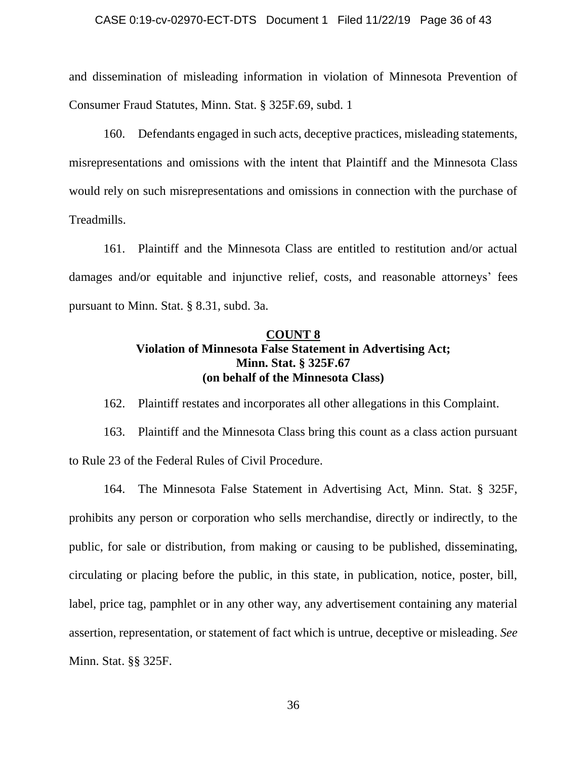and dissemination of misleading information in violation of Minnesota Prevention of Consumer Fraud Statutes, Minn. Stat. § 325F.69, subd. 1

160. Defendants engaged in such acts, deceptive practices, misleading statements, misrepresentations and omissions with the intent that Plaintiff and the Minnesota Class would rely on such misrepresentations and omissions in connection with the purchase of Treadmills.

161. Plaintiff and the Minnesota Class are entitled to restitution and/or actual damages and/or equitable and injunctive relief, costs, and reasonable attorneys' fees pursuant to Minn. Stat. § 8.31, subd. 3a.

## COUNT 8
### Violation of Minnesota False Statement in Advertising Act; Minn. Stat. § 325F.67 (on behalf of the Minnesota Class)

162. Plaintiff restates and incorporates all other allegations in this Complaint.

163. Plaintiff and the Minnesota Class bring this count as a class action pursuant to Rule 23 of the Federal Rules of Civil Procedure.

164. The Minnesota False Statement in Advertising Act, Minn. Stat. § 325F, prohibits any person or corporation who sells merchandise, directly or indirectly, to the public, for sale or distribution, from making or causing to be published, disseminating, circulating or placing before the public, in this state, in publication, notice, poster, bill, label, price tag, pamphlet or in any other way, any advertisement containing any material assertion, representation, or statement of fact which is untrue, deceptive or misleading. *See* Minn. Stat. §§ 325F.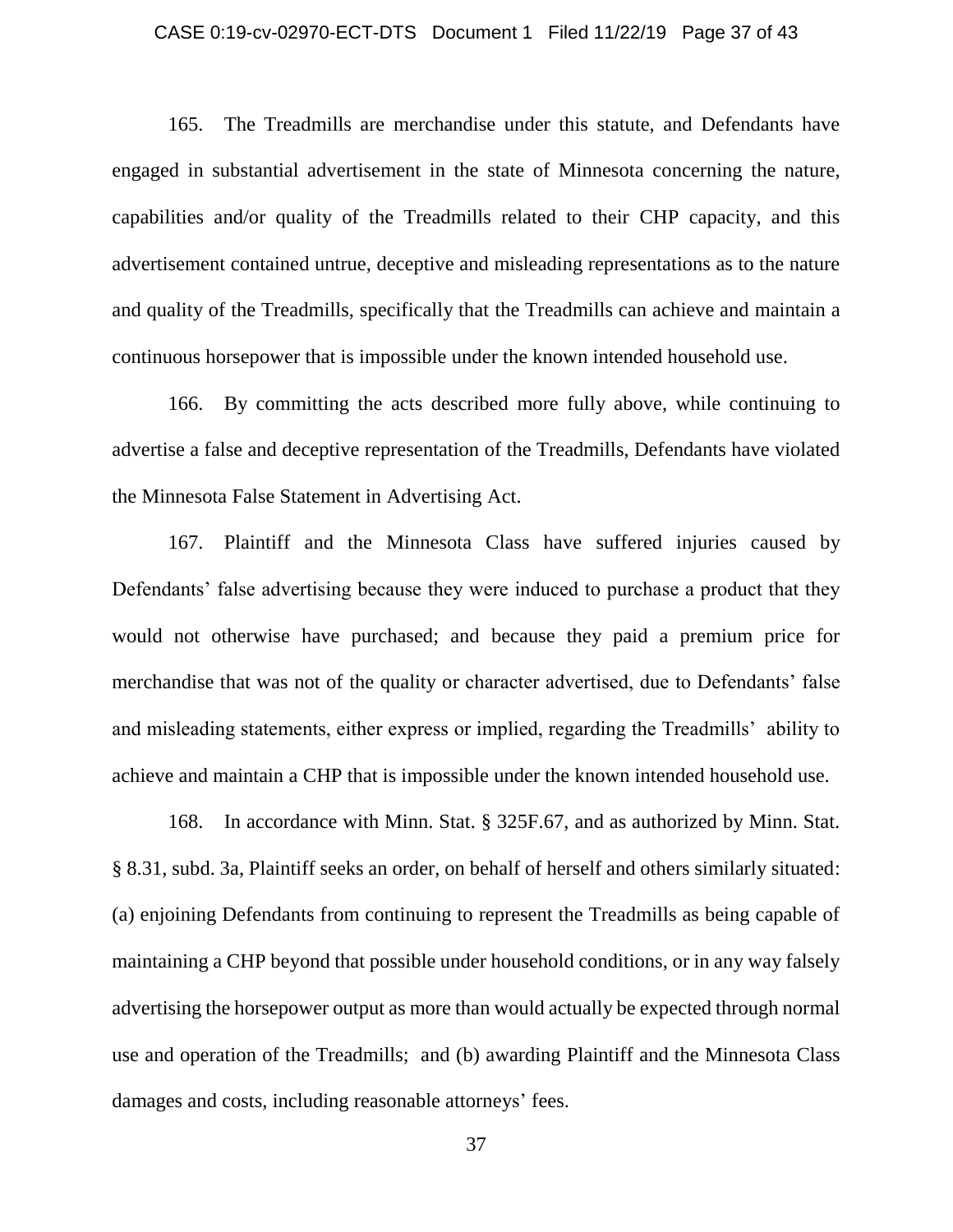165. The Treadmills are merchandise under this statute, and Defendants have engaged in substantial advertisement in the state of Minnesota concerning the nature, capabilities and/or quality of the Treadmills related to their CHP capacity, and this advertisement contained untrue, deceptive and misleading representations as to the nature and quality of the Treadmills, specifically that the Treadmills can achieve and maintain a continuous horsepower that is impossible under the known intended household use.

166. By committing the acts described more fully above, while continuing to advertise a false and deceptive representation of the Treadmills, Defendants have violated the Minnesota False Statement in Advertising Act.

167. Plaintiff and the Minnesota Class have suffered injuries caused by Defendants' false advertising because they were induced to purchase a product that they would not otherwise have purchased; and because they paid a premium price for merchandise that was not of the quality or character advertised, due to Defendants' false and misleading statements, either express or implied, regarding the Treadmills' ability to achieve and maintain a CHP that is impossible under the known intended household use.

168. In accordance with Minn. Stat. § 325F.67, and as authorized by Minn. Stat. § 8.31, subd. 3a, Plaintiff seeks an order, on behalf of herself and others similarly situated: (a) enjoining Defendants from continuing to represent the Treadmills as being capable of maintaining a CHP beyond that possible under household conditions, or in any way falsely advertising the horsepower output as more than would actually be expected through normal use and operation of the Treadmills; and (b) awarding Plaintiff and the Minnesota Class damages and costs, including reasonable attorneys' fees.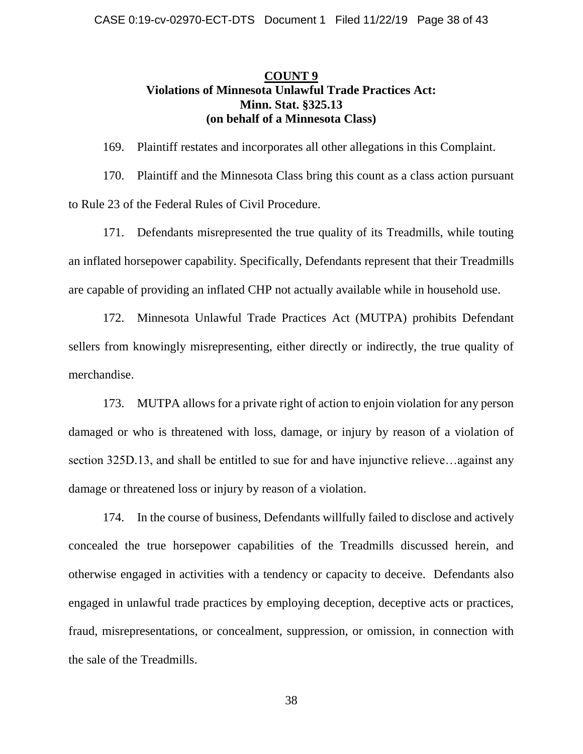**COUNT 9**
**Violations of Minnesota Unlawful Trade Practices Act:**
**Minn. Stat. §325.13**
**(on behalf of a Minnesota Class)**

169. Plaintiff restates and incorporates all other allegations in this Complaint.

170. Plaintiff and the Minnesota Class bring this count as a class action pursuant to Rule 23 of the Federal Rules of Civil Procedure.

171. Defendants misrepresented the true quality of its Treadmills, while touting an inflated horsepower capability. Specifically, Defendants represent that their Treadmills are capable of providing an inflated CHP not actually available while in household use.

172. Minnesota Unlawful Trade Practices Act (MUTPA) prohibits Defendant sellers from knowingly misrepresenting, either directly or indirectly, the true quality of merchandise.

173. MUTPA allows for a private right of action to enjoin violation for any person damaged or who is threatened with loss, damage, or injury by reason of a violation of section 325D.13, and shall be entitled to sue for and have injunctive relieve…against any damage or threatened loss or injury by reason of a violation.

174. In the course of business, Defendants willfully failed to disclose and actively concealed the true horsepower capabilities of the Treadmills discussed herein, and otherwise engaged in activities with a tendency or capacity to deceive. Defendants also engaged in unlawful trade practices by employing deception, deceptive acts or practices, fraud, misrepresentations, or concealment, suppression, or omission, in connection with the sale of the Treadmills.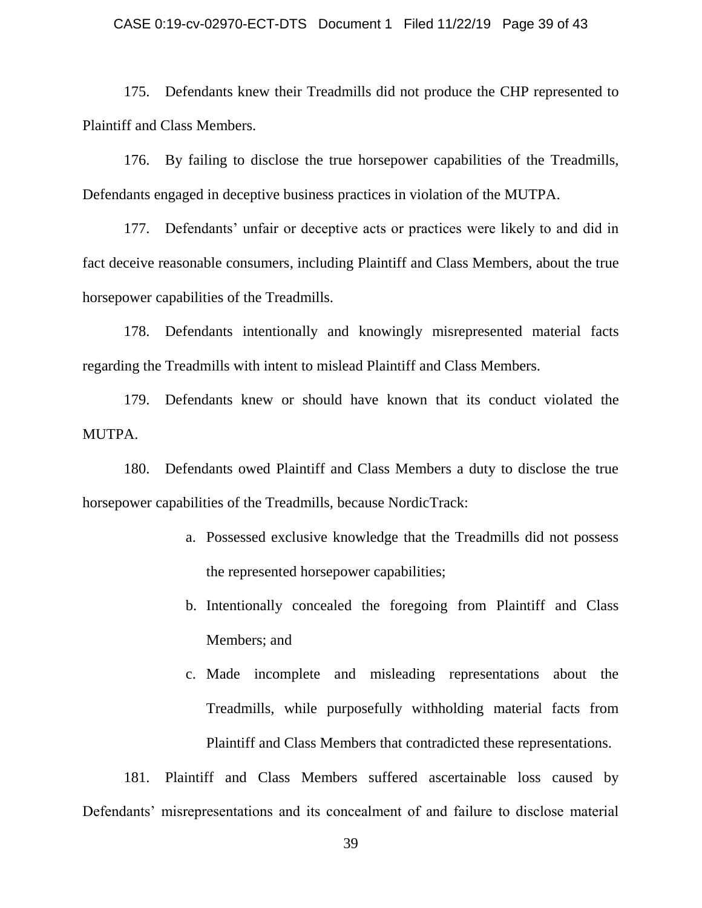175. Defendants knew their Treadmills did not produce the CHP represented to Plaintiff and Class Members.

176. By failing to disclose the true horsepower capabilities of the Treadmills, Defendants engaged in deceptive business practices in violation of the MUTPA.

177. Defendants' unfair or deceptive acts or practices were likely to and did in fact deceive reasonable consumers, including Plaintiff and Class Members, about the true horsepower capabilities of the Treadmills.

178. Defendants intentionally and knowingly misrepresented material facts regarding the Treadmills with intent to mislead Plaintiff and Class Members.

179. Defendants knew or should have known that its conduct violated the MUTPA.

180. Defendants owed Plaintiff and Class Members a duty to disclose the true horsepower capabilities of the Treadmills, because NordicTrack:

a. Possessed exclusive knowledge that the Treadmills did not possess the represented horsepower capabilities;

b. Intentionally concealed the foregoing from Plaintiff and Class Members; and

c. Made incomplete and misleading representations about the Treadmills, while purposefully withholding material facts from Plaintiff and Class Members that contradicted these representations.

181. Plaintiff and Class Members suffered ascertainable loss caused by Defendants' misrepresentations and its concealment of and failure to disclose material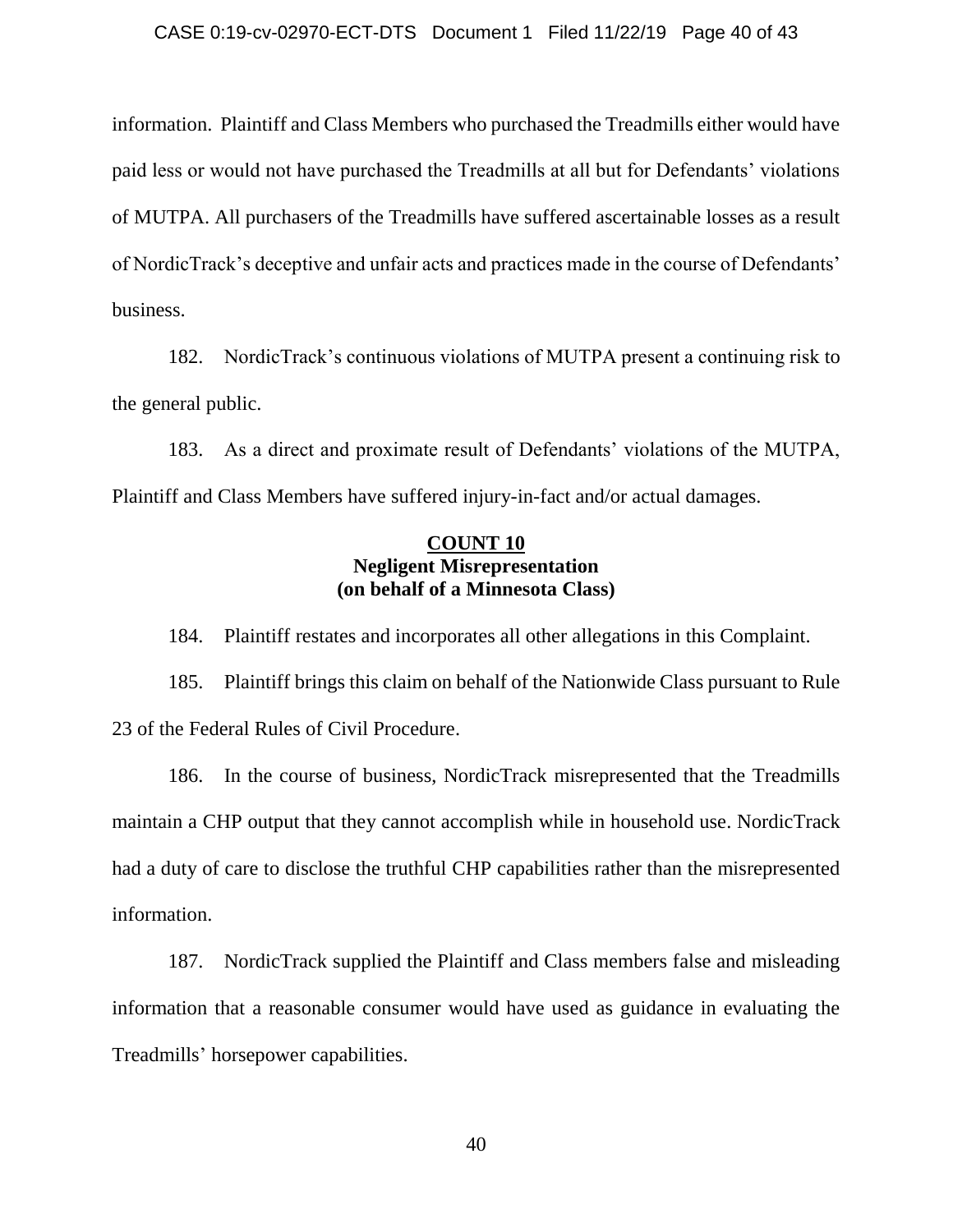information. Plaintiff and Class Members who purchased the Treadmills either would have paid less or would not have purchased the Treadmills at all but for Defendants' violations of MUTPA. All purchasers of the Treadmills have suffered ascertainable losses as a result of NordicTrack's deceptive and unfair acts and practices made in the course of Defendants' business.

182. NordicTrack's continuous violations of MUTPA present a continuing risk to the general public.

183. As a direct and proximate result of Defendants' violations of the MUTPA, Plaintiff and Class Members have suffered injury-in-fact and/or actual damages.

**COUNT 10**
**Negligent Misrepresentation**
**(on behalf of a Minnesota Class)**

184. Plaintiff restates and incorporates all other allegations in this Complaint.

185. Plaintiff brings this claim on behalf of the Nationwide Class pursuant to Rule 23 of the Federal Rules of Civil Procedure.

186. In the course of business, NordicTrack misrepresented that the Treadmills maintain a CHP output that they cannot accomplish while in household use. NordicTrack had a duty of care to disclose the truthful CHP capabilities rather than the misrepresented information.

187. NordicTrack supplied the Plaintiff and Class members false and misleading information that a reasonable consumer would have used as guidance in evaluating the Treadmills' horsepower capabilities.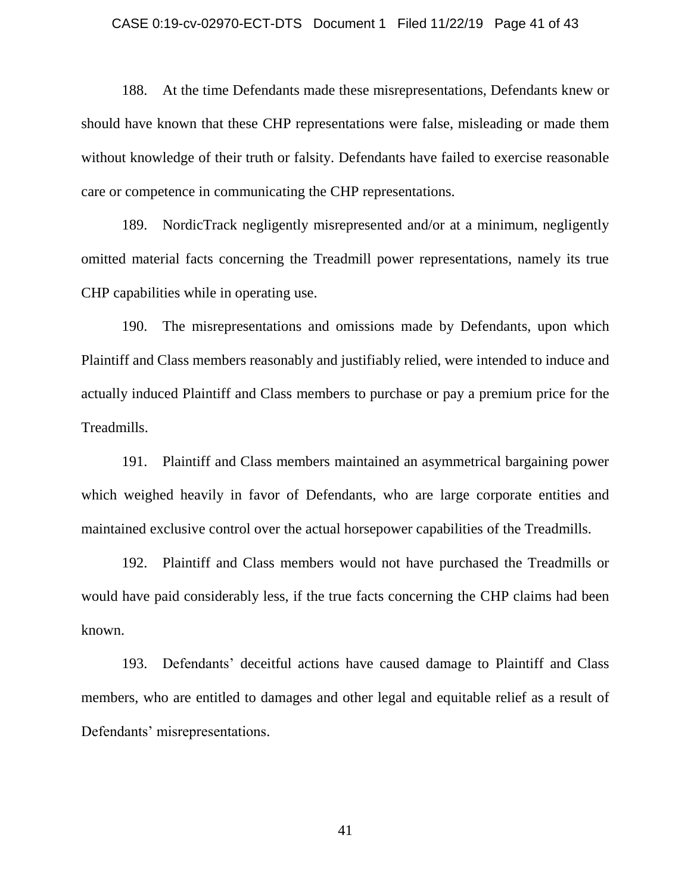188. At the time Defendants made these misrepresentations, Defendants knew or should have known that these CHP representations were false, misleading or made them without knowledge of their truth or falsity. Defendants have failed to exercise reasonable care or competence in communicating the CHP representations.

189. NordicTrack negligently misrepresented and/or at a minimum, negligently omitted material facts concerning the Treadmill power representations, namely its true CHP capabilities while in operating use.

190. The misrepresentations and omissions made by Defendants, upon which Plaintiff and Class members reasonably and justifiably relied, were intended to induce and actually induced Plaintiff and Class members to purchase or pay a premium price for the Treadmills.

191. Plaintiff and Class members maintained an asymmetrical bargaining power which weighed heavily in favor of Defendants, who are large corporate entities and maintained exclusive control over the actual horsepower capabilities of the Treadmills.

192. Plaintiff and Class members would not have purchased the Treadmills or would have paid considerably less, if the true facts concerning the CHP claims had been known.

193. Defendants' deceitful actions have caused damage to Plaintiff and Class members, who are entitled to damages and other legal and equitable relief as a result of Defendants' misrepresentations.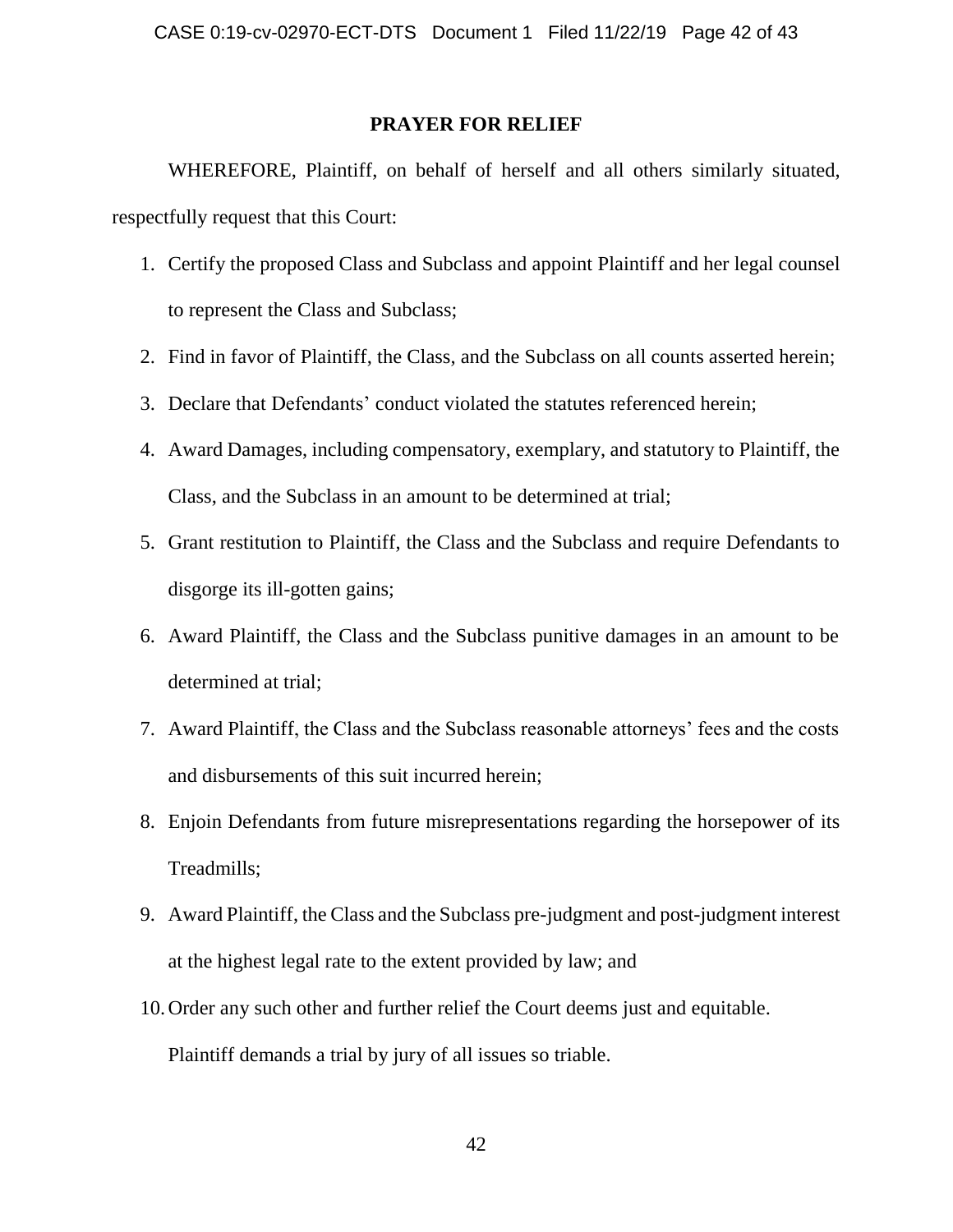## PRAYER FOR RELIEF

WHEREFORE, Plaintiff, on behalf of herself and all others similarly situated, respectfully request that this Court:

1. Certify the proposed Class and Subclass and appoint Plaintiff and her legal counsel to represent the Class and Subclass;
2. Find in favor of Plaintiff, the Class, and the Subclass on all counts asserted herein;
3. Declare that Defendants' conduct violated the statutes referenced herein;
4. Award Damages, including compensatory, exemplary, and statutory to Plaintiff, the Class, and the Subclass in an amount to be determined at trial;
5. Grant restitution to Plaintiff, the Class and the Subclass and require Defendants to disgorge its ill-gotten gains;
6. Award Plaintiff, the Class and the Subclass punitive damages in an amount to be determined at trial;
7. Award Plaintiff, the Class and the Subclass reasonable attorneys' fees and the costs and disbursements of this suit incurred herein;
8. Enjoin Defendants from future misrepresentations regarding the horsepower of its Treadmills;
9. Award Plaintiff, the Class and the Subclass pre-judgment and post-judgment interest at the highest legal rate to the extent provided by law; and
10. Order any such other and further relief the Court deems just and equitable.

Plaintiff demands a trial by jury of all issues so triable.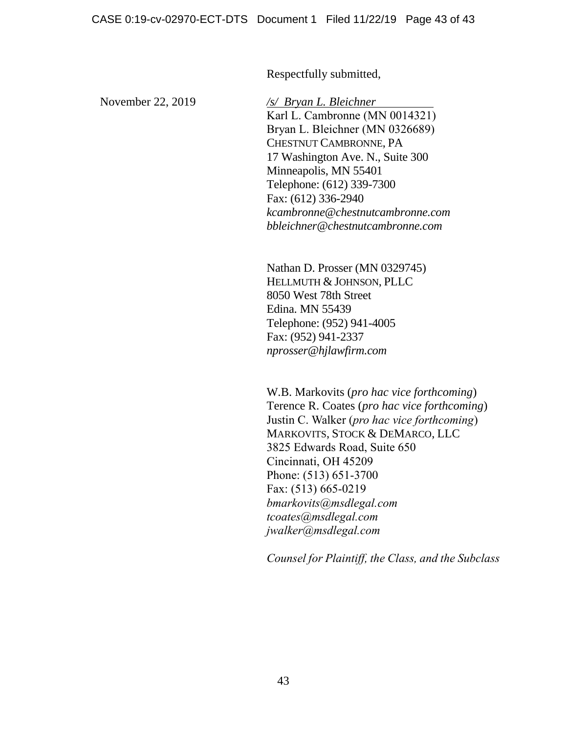Respectfully submitted,

November 22, 2019

/s/ Bryan L. Bleichner
Karl L. Cambronne (MN 0014321)
Bryan L. Bleichner (MN 0326689)
CHESTNUT CAMBRONNE, PA
17 Washington Ave. N., Suite 300
Minneapolis, MN 55401
Telephone: (612) 339-7300
Fax: (612) 336-2940
*kcambronne@chestnutcambronne.com*
*bbleichner@chestnutcambronne.com*

Nathan D. Prosser (MN 0329745)
HELLMUTH & JOHNSON, PLLC
8050 West 78th Street
Edina. MN 55439
Telephone: (952) 941-4005
Fax: (952) 941-2337
*nprosser@hjlawfirm.com*

W.B. Markovits (*pro hac vice forthcoming*)
Terence R. Coates (*pro hac vice forthcoming*)
Justin C. Walker (*pro hac vice forthcoming*)
MARKOVITS, STOCK & DEMARCO, LLC
3825 Edwards Road, Suite 650
Cincinnati, OH 45209
Phone: (513) 651-3700
Fax: (513) 665-0219
*bmarkovits@msdlegal.com*
*tcoates@msdlegal.com*
*jwalker@msdlegal.com*

*Counsel for Plaintiff, the Class, and the Subclass*